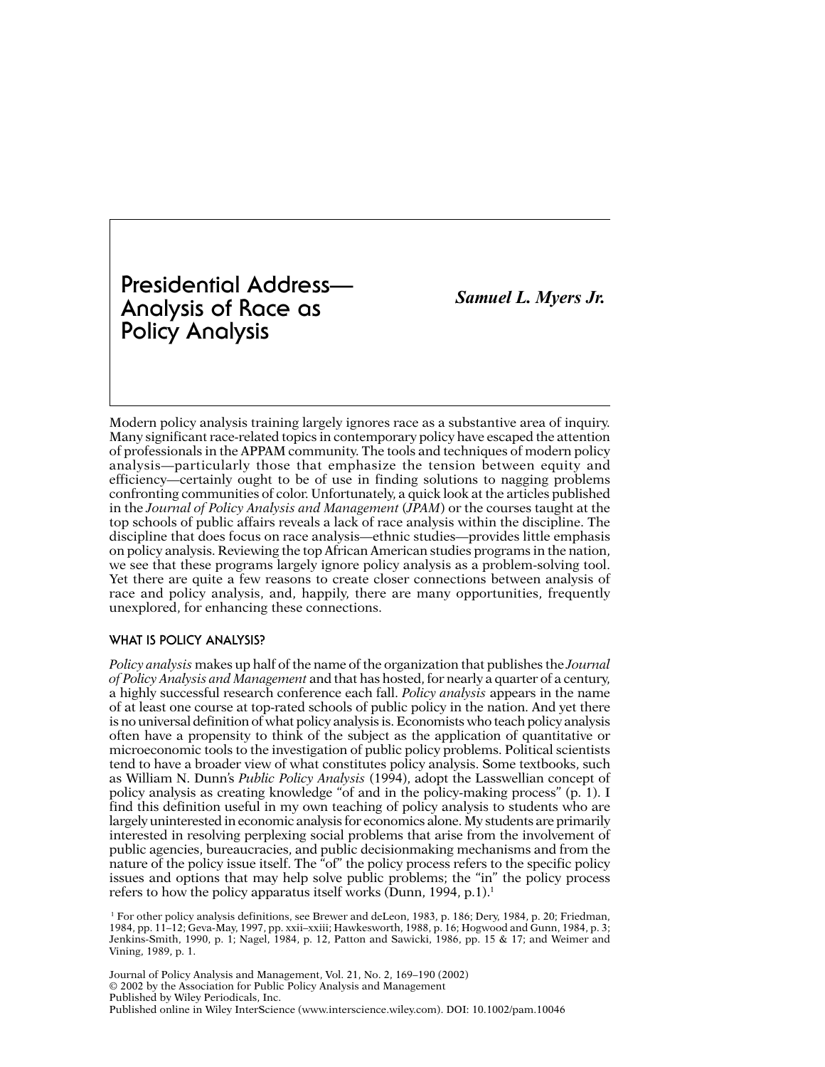# Presidential Address—Analysis of Race as Policy Analysis

***Samuel L. Myers Jr.***

Modern policy analysis training largely ignores race as a substantive area of inquiry. Many significant race-related topics in contemporary policy have escaped the attention of professionals in the APPAM community. The tools and techniques of modern policy analysis—particularly those that emphasize the tension between equity and efficiency—certainly ought to be of use in finding solutions to nagging problems confronting communities of color. Unfortunately, a quick look at the articles published in the *Journal of Policy Analysis and Management* (*JPAM*) or the courses taught at the top schools of public affairs reveals a lack of race analysis within the discipline. The discipline that does focus on race analysis—ethnic studies—provides little emphasis on policy analysis. Reviewing the top African American studies programs in the nation, we see that these programs largely ignore policy analysis as a problem-solving tool. Yet there are quite a few reasons to create closer connections between analysis of race and policy analysis, and, happily, there are many opportunities, frequently unexplored, for enhancing these connections.

## WHAT IS POLICY ANALYSIS?

*Policy analysis* makes up half of the name of the organization that publishes the *Journal of Policy Analysis and Management* and that has hosted, for nearly a quarter of a century, a highly successful research conference each fall. *Policy analysis* appears in the name of at least one course at top-rated schools of public policy in the nation. And yet there is no universal definition of what policy analysis is. Economists who teach policy analysis often have a propensity to think of the subject as the application of quantitative or microeconomic tools to the investigation of public policy problems. Political scientists tend to have a broader view of what constitutes policy analysis. Some textbooks, such as William N. Dunn's *Public Policy Analysis* (1994), adopt the Lasswellian concept of policy analysis as creating knowledge "of and in the policy-making process" (p. 1). I find this definition useful in my own teaching of policy analysis to students who are largely uninterested in economic analysis for economics alone. My students are primarily interested in resolving perplexing social problems that arise from the involvement of public agencies, bureaucracies, and public decisionmaking mechanisms and from the nature of the policy issue itself. The "of" the policy process refers to the specific policy issues and options that may help solve public problems; the "in" the policy process refers to how the policy apparatus itself works (Dunn, 1994, p.1).[1]

[1] For other policy analysis definitions, see Brewer and deLeon, 1983, p. 186; Dery, 1984, p. 20; Friedman, 1984, pp. 11–12; Geva-May, 1997, pp. xxii–xxiii; Hawkesworth, 1988, p. 16; Hogwood and Gunn, 1984, p. 3; Jenkins-Smith, 1990, p. 1; Nagel, 1984, p. 12, Patton and Sawicki, 1986, pp. 15 & 17; and Weimer and Vining, 1989, p. 1.

Journal of Policy Analysis and Management, Vol. 21, No. 2, 169–190 (2002)
© 2002 by the Association for Public Policy Analysis and Management
Published by Wiley Periodicals, Inc.
Published online in Wiley InterScience (www.interscience.wiley.com). DOI: 10.1002/pam.10046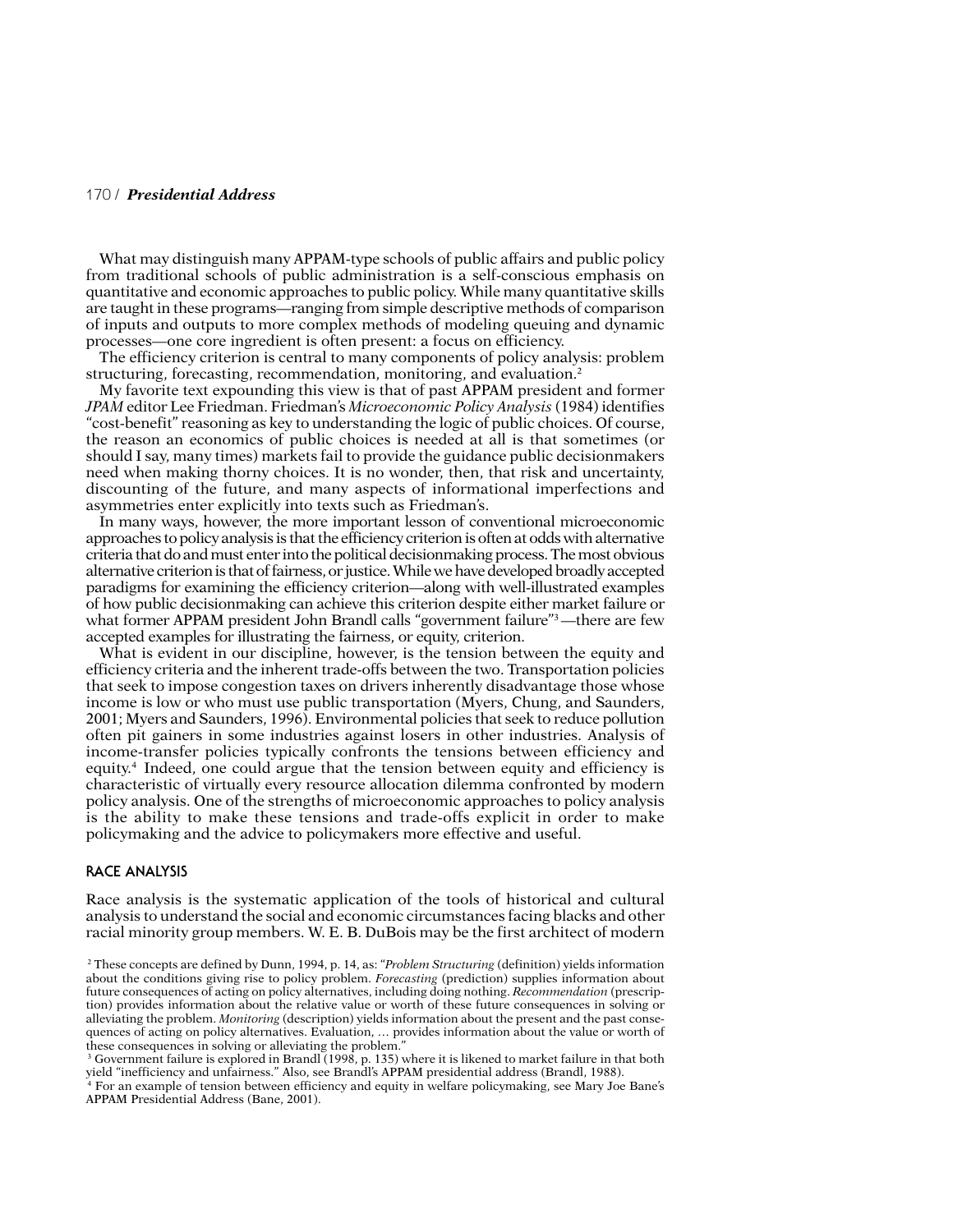What may distinguish many APPAM-type schools of public affairs and public policy from traditional schools of public administration is a self-conscious emphasis on quantitative and economic approaches to public policy. While many quantitative skills are taught in these programs—ranging from simple descriptive methods of comparison of inputs and outputs to more complex methods of modeling queuing and dynamic processes—one core ingredient is often present: a focus on efficiency.

The efficiency criterion is central to many components of policy analysis: problem structuring, forecasting, recommendation, monitoring, and evaluation.[2]

My favorite text expounding this view is that of past APPAM president and former *JPAM* editor Lee Friedman. Friedman's *Microeconomic Policy Analysis* (1984) identifies "cost-benefit" reasoning as key to understanding the logic of public choices. Of course, the reason an economics of public choices is needed at all is that sometimes (or should I say, many times) markets fail to provide the guidance public decisionmakers need when making thorny choices. It is no wonder, then, that risk and uncertainty, discounting of the future, and many aspects of informational imperfections and asymmetries enter explicitly into texts such as Friedman's.

In many ways, however, the more important lesson of conventional microeconomic approaches to policy analysis is that the efficiency criterion is often at odds with alternative criteria that do and must enter into the political decisionmaking process. The most obvious alternative criterion is that of fairness, or justice. While we have developed broadly accepted paradigms for examining the efficiency criterion—along with well-illustrated examples of how public decisionmaking can achieve this criterion despite either market failure or what former APPAM president John Brandl calls "government failure"[3]—there are few accepted examples for illustrating the fairness, or equity, criterion.

What is evident in our discipline, however, is the tension between the equity and efficiency criteria and the inherent trade-offs between the two. Transportation policies that seek to impose congestion taxes on drivers inherently disadvantage those whose income is low or who must use public transportation (Myers, Chung, and Saunders, 2001; Myers and Saunders, 1996). Environmental policies that seek to reduce pollution often pit gainers in some industries against losers in other industries. Analysis of income-transfer policies typically confronts the tensions between efficiency and equity.[4] Indeed, one could argue that the tension between equity and efficiency is characteristic of virtually every resource allocation dilemma confronted by modern policy analysis. One of the strengths of microeconomic approaches to policy analysis is the ability to make these tensions and trade-offs explicit in order to make policymaking and the advice to policymakers more effective and useful.

## RACE ANALYSIS

Race analysis is the systematic application of the tools of historical and cultural analysis to understand the social and economic circumstances facing blacks and other racial minority group members. W. E. B. DuBois may be the first architect of modern

[2] These concepts are defined by Dunn, 1994, p. 14, as: "*Problem Structuring* (definition) yields information about the conditions giving rise to policy problem. *Forecasting* (prediction) supplies information about future consequences of acting on policy alternatives, including doing nothing. *Recommendation* (prescription) provides information about the relative value or worth of these future consequences in solving or alleviating the problem. *Monitoring* (description) yields information about the present and the past consequences of acting on policy alternatives. Evaluation, ... provides information about the value or worth of these consequences in solving or alleviating the problem."

[3] Government failure is explored in Brandl (1998, p. 135) where it is likened to market failure in that both yield "inefficiency and unfairness." Also, see Brandl's APPAM presidential address (Brandl, 1988).

[4] For an example of tension between efficiency and equity in welfare policymaking, see Mary Joe Bane's APPAM Presidential Address (Bane, 2001).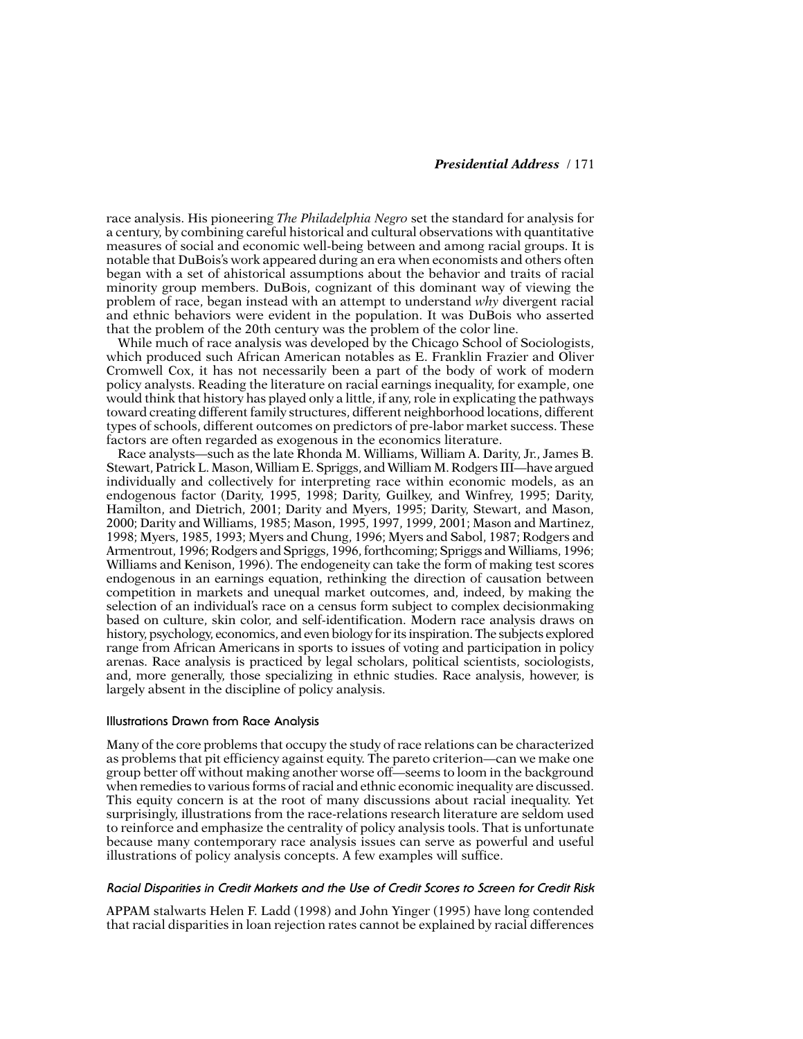race analysis. His pioneering *The Philadelphia Negro* set the standard for analysis for a century, by combining careful historical and cultural observations with quantitative measures of social and economic well-being between and among racial groups. It is notable that DuBois's work appeared during an era when economists and others often began with a set of ahistorical assumptions about the behavior and traits of racial minority group members. DuBois, cognizant of this dominant way of viewing the problem of race, began instead with an attempt to understand *why* divergent racial and ethnic behaviors were evident in the population. It was DuBois who asserted that the problem of the 20th century was the problem of the color line.

While much of race analysis was developed by the Chicago School of Sociologists, which produced such African American notables as E. Franklin Frazier and Oliver Cromwell Cox, it has not necessarily been a part of the body of work of modern policy analysts. Reading the literature on racial earnings inequality, for example, one would think that history has played only a little, if any, role in explicating the pathways toward creating different family structures, different neighborhood locations, different types of schools, different outcomes on predictors of pre-labor market success. These factors are often regarded as exogenous in the economics literature.

Race analysts—such as the late Rhonda M. Williams, William A. Darity, Jr., James B. Stewart, Patrick L. Mason, William E. Spriggs, and William M. Rodgers III—have argued individually and collectively for interpreting race within economic models, as an endogenous factor (Darity, 1995, 1998; Darity, Guilkey, and Winfrey, 1995; Darity, Hamilton, and Dietrich, 2001; Darity and Myers, 1995; Darity, Stewart, and Mason, 2000; Darity and Williams, 1985; Mason, 1995, 1997, 1999, 2001; Mason and Martinez, 1998; Myers, 1985, 1993; Myers and Chung, 1996; Myers and Sabol, 1987; Rodgers and Armentrout, 1996; Rodgers and Spriggs, 1996, forthcoming; Spriggs and Williams, 1996; Williams and Kenison, 1996). The endogeneity can take the form of making test scores endogenous in an earnings equation, rethinking the direction of causation between competition in markets and unequal market outcomes, and, indeed, by making the selection of an individual's race on a census form subject to complex decisionmaking based on culture, skin color, and self-identification. Modern race analysis draws on history, psychology, economics, and even biology for its inspiration. The subjects explored range from African Americans in sports to issues of voting and participation in policy arenas. Race analysis is practiced by legal scholars, political scientists, sociologists, and, more generally, those specializing in ethnic studies. Race analysis, however, is largely absent in the discipline of policy analysis.

### Illustrations Drawn from Race Analysis

Many of the core problems that occupy the study of race relations can be characterized as problems that pit efficiency against equity. The pareto criterion—can we make one group better off without making another worse off—seems to loom in the background when remedies to various forms of racial and ethnic economic inequality are discussed. This equity concern is at the root of many discussions about racial inequality. Yet surprisingly, illustrations from the race-relations research literature are seldom used to reinforce and emphasize the centrality of policy analysis tools. That is unfortunate because many contemporary race analysis issues can serve as powerful and useful illustrations of policy analysis concepts. A few examples will suffice.

#### *Racial Disparities in Credit Markets and the Use of Credit Scores to Screen for Credit Risk*

APPAM stalwarts Helen F. Ladd (1998) and John Yinger (1995) have long contended that racial disparities in loan rejection rates cannot be explained by racial differences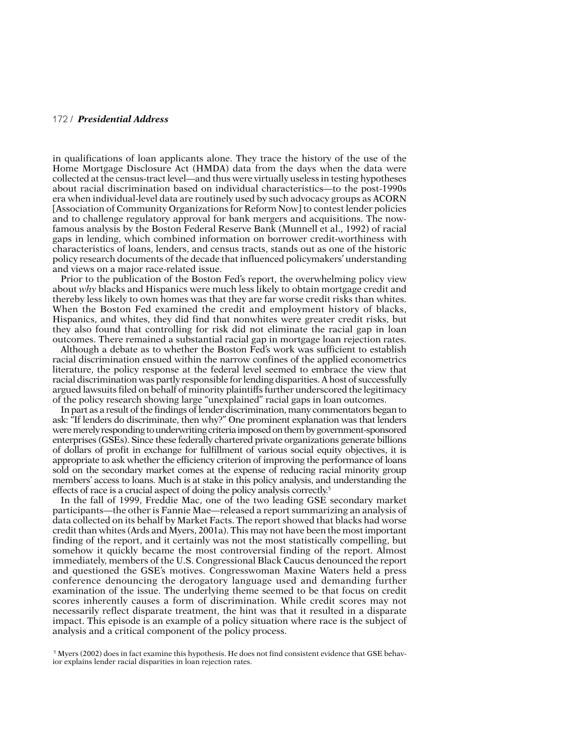in qualifications of loan applicants alone. They trace the history of the use of the Home Mortgage Disclosure Act (HMDA) data from the days when the data were collected at the census-tract level—and thus were virtually useless in testing hypotheses about racial discrimination based on individual characteristics—to the post-1990s era when individual-level data are routinely used by such advocacy groups as ACORN [Association of Community Organizations for Reform Now] to contest lender policies and to challenge regulatory approval for bank mergers and acquisitions. The now-famous analysis by the Boston Federal Reserve Bank (Munnell et al., 1992) of racial gaps in lending, which combined information on borrower credit-worthiness with characteristics of loans, lenders, and census tracts, stands out as one of the historic policy research documents of the decade that influenced policymakers' understanding and views on a major race-related issue.

Prior to the publication of the Boston Fed's report, the overwhelming policy view about *why* blacks and Hispanics were much less likely to obtain mortgage credit and thereby less likely to own homes was that they are far worse credit risks than whites. When the Boston Fed examined the credit and employment history of blacks, Hispanics, and whites, they did find that nonwhites were greater credit risks, but they also found that controlling for risk did not eliminate the racial gap in loan outcomes. There remained a substantial racial gap in mortgage loan rejection rates.

Although a debate as to whether the Boston Fed's work was sufficient to establish racial discrimination ensued within the narrow confines of the applied econometrics literature, the policy response at the federal level seemed to embrace the view that racial discrimination was partly responsible for lending disparities. A host of successfully argued lawsuits filed on behalf of minority plaintiffs further underscored the legitimacy of the policy research showing large "unexplained" racial gaps in loan outcomes.

In part as a result of the findings of lender discrimination, many commentators began to ask: "If lenders do discriminate, then why?" One prominent explanation was that lenders were merely responding to underwriting criteria imposed on them by government-sponsored enterprises (GSEs). Since these federally chartered private organizations generate billions of dollars of profit in exchange for fulfillment of various social equity objectives, it is appropriate to ask whether the efficiency criterion of improving the performance of loans sold on the secondary market comes at the expense of reducing racial minority group members' access to loans. Much is at stake in this policy analysis, and understanding the effects of race is a crucial aspect of doing the policy analysis correctly.[5]

In the fall of 1999, Freddie Mac, one of the two leading GSE secondary market participants—the other is Fannie Mae—released a report summarizing an analysis of data collected on its behalf by Market Facts. The report showed that blacks had worse credit than whites (Ards and Myers, 2001a). This may not have been the most important finding of the report, and it certainly was not the most statistically compelling, but somehow it quickly became the most controversial finding of the report. Almost immediately, members of the U.S. Congressional Black Caucus denounced the report and questioned the GSE's motives. Congresswoman Maxine Waters held a press conference denouncing the derogatory language used and demanding further examination of the issue. The underlying theme seemed to be that focus on credit scores inherently causes a form of discrimination. While credit scores may not necessarily reflect disparate treatment, the hint was that it resulted in a disparate impact. This episode is an example of a policy situation where race is the subject of analysis and a critical component of the policy process.

[5] Myers (2002) does in fact examine this hypothesis. He does not find consistent evidence that GSE behavior explains lender racial disparities in loan rejection rates.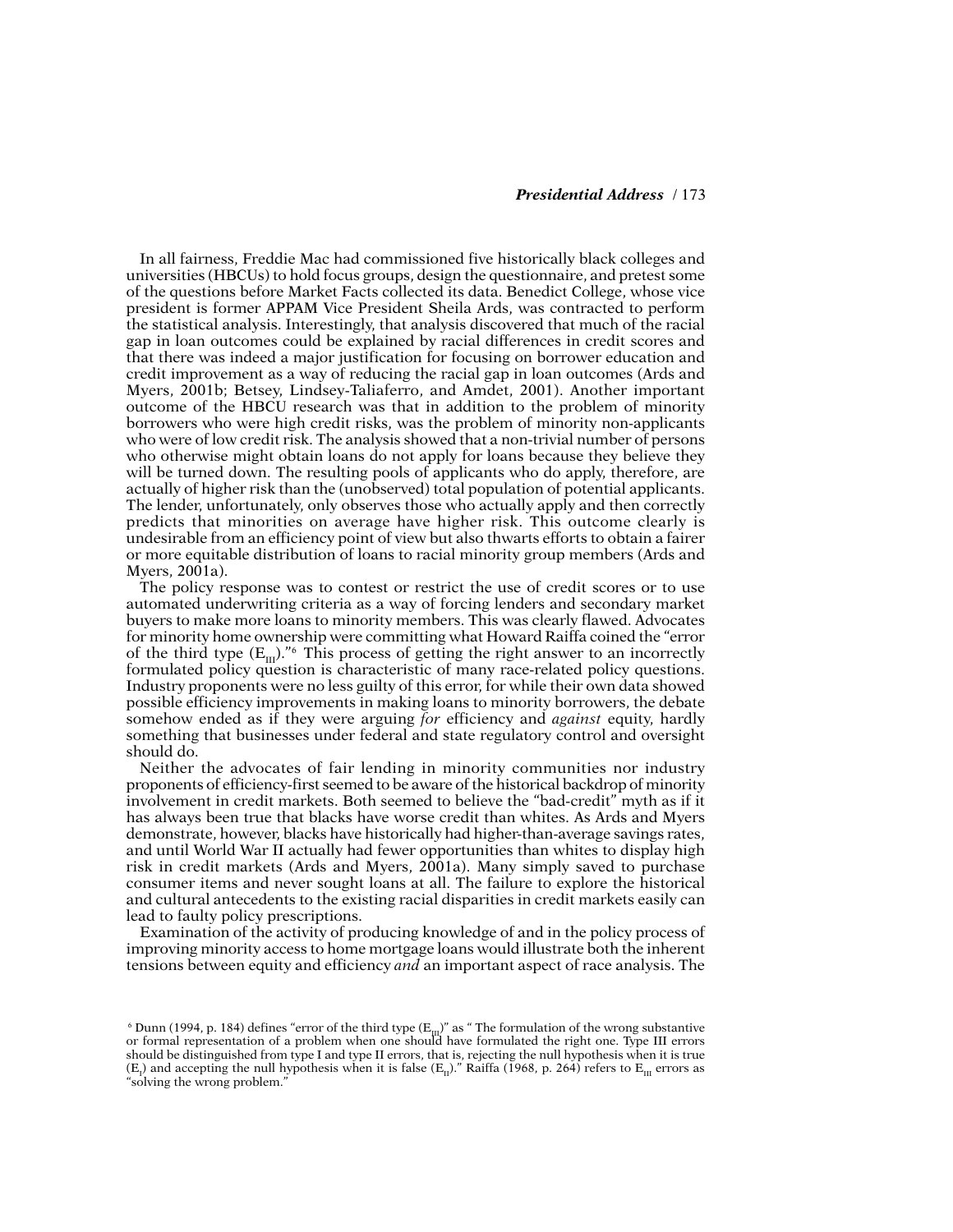In all fairness, Freddie Mac had commissioned five historically black colleges and universities (HBCUs) to hold focus groups, design the questionnaire, and pretest some of the questions before Market Facts collected its data. Benedict College, whose vice president is former APPAM Vice President Sheila Ards, was contracted to perform the statistical analysis. Interestingly, that analysis discovered that much of the racial gap in loan outcomes could be explained by racial differences in credit scores and that there was indeed a major justification for focusing on borrower education and credit improvement as a way of reducing the racial gap in loan outcomes (Ards and Myers, 2001b; Betsey, Lindsey-Taliaferro, and Amdet, 2001). Another important outcome of the HBCU research was that in addition to the problem of minority borrowers who were high credit risks, was the problem of minority non-applicants who were of low credit risk. The analysis showed that a non-trivial number of persons who otherwise might obtain loans do not apply for loans because they believe they will be turned down. The resulting pools of applicants who do apply, therefore, are actually of higher risk than the (unobserved) total population of potential applicants. The lender, unfortunately, only observes those who actually apply and then correctly predicts that minorities on average have higher risk. This outcome clearly is undesirable from an efficiency point of view but also thwarts efforts to obtain a fairer or more equitable distribution of loans to racial minority group members (Ards and Myers, 2001a).

The policy response was to contest or restrict the use of credit scores or to use automated underwriting criteria as a way of forcing lenders and secondary market buyers to make more loans to minority members. This was clearly flawed. Advocates for minority home ownership were committing what Howard Raiffa coined the "error of the third type ($E_{III}$)."[6] This process of getting the right answer to an incorrectly formulated policy question is characteristic of many race-related policy questions. Industry proponents were no less guilty of this error, for while their own data showed possible efficiency improvements in making loans to minority borrowers, the debate somehow ended as if they were arguing *for* efficiency and *against* equity, hardly something that businesses under federal and state regulatory control and oversight should do.

Neither the advocates of fair lending in minority communities nor industry proponents of efficiency-first seemed to be aware of the historical backdrop of minority involvement in credit markets. Both seemed to believe the "bad-credit" myth as if it has always been true that blacks have worse credit than whites. As Ards and Myers demonstrate, however, blacks have historically had higher-than-average savings rates, and until World War II actually had fewer opportunities than whites to display high risk in credit markets (Ards and Myers, 2001a). Many simply saved to purchase consumer items and never sought loans at all. The failure to explore the historical and cultural antecedents to the existing racial disparities in credit markets easily can lead to faulty policy prescriptions.

Examination of the activity of producing knowledge of and in the policy process of improving minority access to home mortgage loans would illustrate both the inherent tensions between equity and efficiency *and* an important aspect of race analysis. The

[6] Dunn (1994, p. 184) defines "error of the third type ($E_{III}$)" as " The formulation of the wrong substantive or formal representation of a problem when one should have formulated the right one. Type III errors should be distinguished from type I and type II errors, that is, rejecting the null hypothesis when it is true ($E_I$) and accepting the null hypothesis when it is false ($E_{II}$)." Raiffa (1968, p. 264) refers to $E_{III}$ errors as "solving the wrong problem."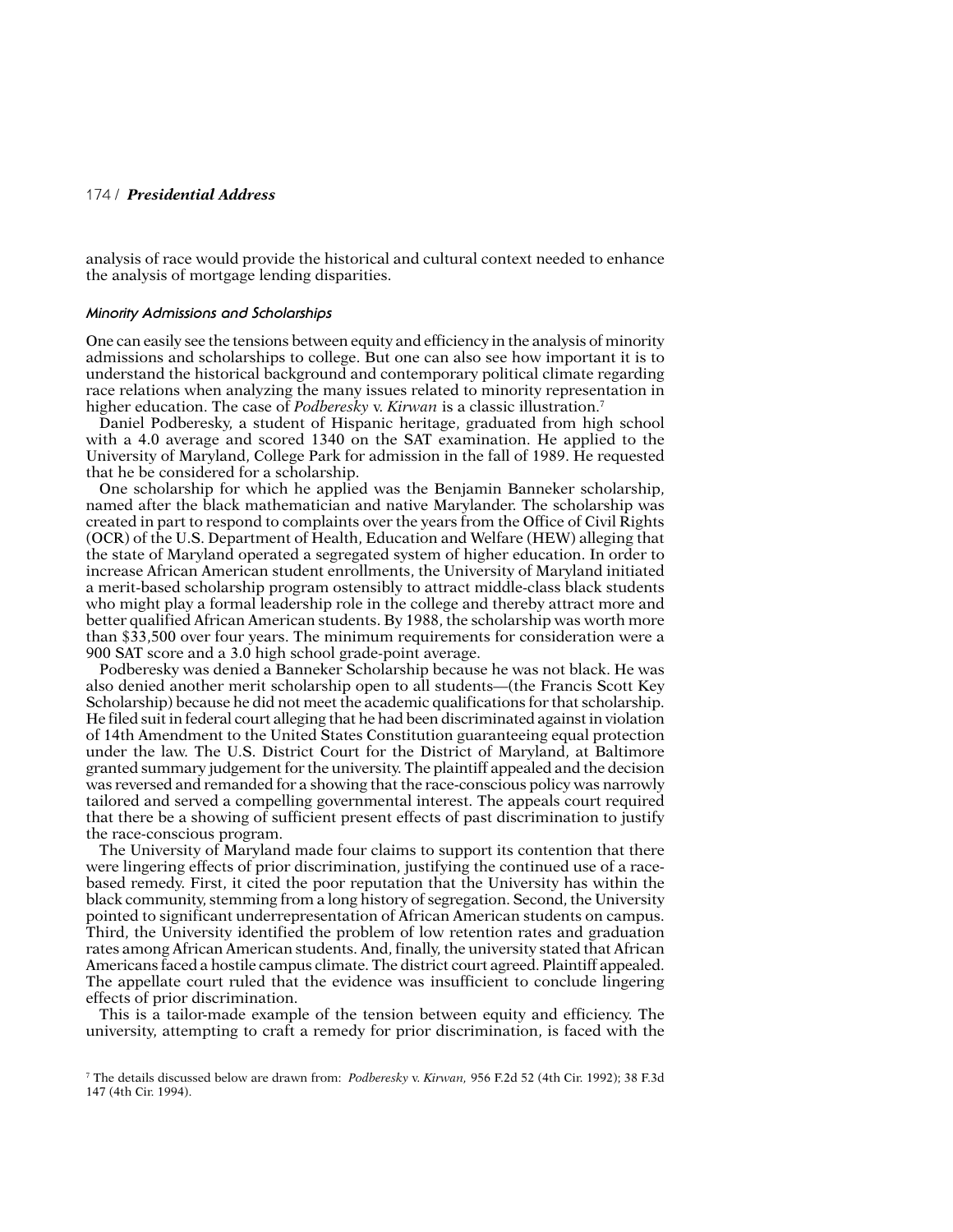analysis of race would provide the historical and cultural context needed to enhance the analysis of mortgage lending disparities.

### *Minority Admissions and Scholarships*

One can easily see the tensions between equity and efficiency in the analysis of minority admissions and scholarships to college. But one can also see how important it is to understand the historical background and contemporary political climate regarding race relations when analyzing the many issues related to minority representation in higher education. The case of *Podberesky* v. *Kirwan* is a classic illustration.[7]

Daniel Podberesky, a student of Hispanic heritage, graduated from high school with a 4.0 average and scored 1340 on the SAT examination. He applied to the University of Maryland, College Park for admission in the fall of 1989. He requested that he be considered for a scholarship.

One scholarship for which he applied was the Benjamin Banneker scholarship, named after the black mathematician and native Marylander. The scholarship was created in part to respond to complaints over the years from the Office of Civil Rights (OCR) of the U.S. Department of Health, Education and Welfare (HEW) alleging that the state of Maryland operated a segregated system of higher education. In order to increase African American student enrollments, the University of Maryland initiated a merit-based scholarship program ostensibly to attract middle-class black students who might play a formal leadership role in the college and thereby attract more and better qualified African American students. By 1988, the scholarship was worth more than $33,500 over four years. The minimum requirements for consideration were a 900 SAT score and a 3.0 high school grade-point average.

Podberesky was denied a Banneker Scholarship because he was not black. He was also denied another merit scholarship open to all students—(the Francis Scott Key Scholarship) because he did not meet the academic qualifications for that scholarship. He filed suit in federal court alleging that he had been discriminated against in violation of 14th Amendment to the United States Constitution guaranteeing equal protection under the law. The U.S. District Court for the District of Maryland, at Baltimore granted summary judgement for the university. The plaintiff appealed and the decision was reversed and remanded for a showing that the race-conscious policy was narrowly tailored and served a compelling governmental interest. The appeals court required that there be a showing of sufficient present effects of past discrimination to justify the race-conscious program.

The University of Maryland made four claims to support its contention that there were lingering effects of prior discrimination, justifying the continued use of a race-based remedy. First, it cited the poor reputation that the University has within the black community, stemming from a long history of segregation. Second, the University pointed to significant underrepresentation of African American students on campus. Third, the University identified the problem of low retention rates and graduation rates among African American students. And, finally, the university stated that African Americans faced a hostile campus climate. The district court agreed. Plaintiff appealed. The appellate court ruled that the evidence was insufficient to conclude lingering effects of prior discrimination.

This is a tailor-made example of the tension between equity and efficiency. The university, attempting to craft a remedy for prior discrimination, is faced with the

[7] The details discussed below are drawn from: *Podberesky* v. *Kirwan*, 956 F.2d 52 (4th Cir. 1992); 38 F.3d 147 (4th Cir. 1994).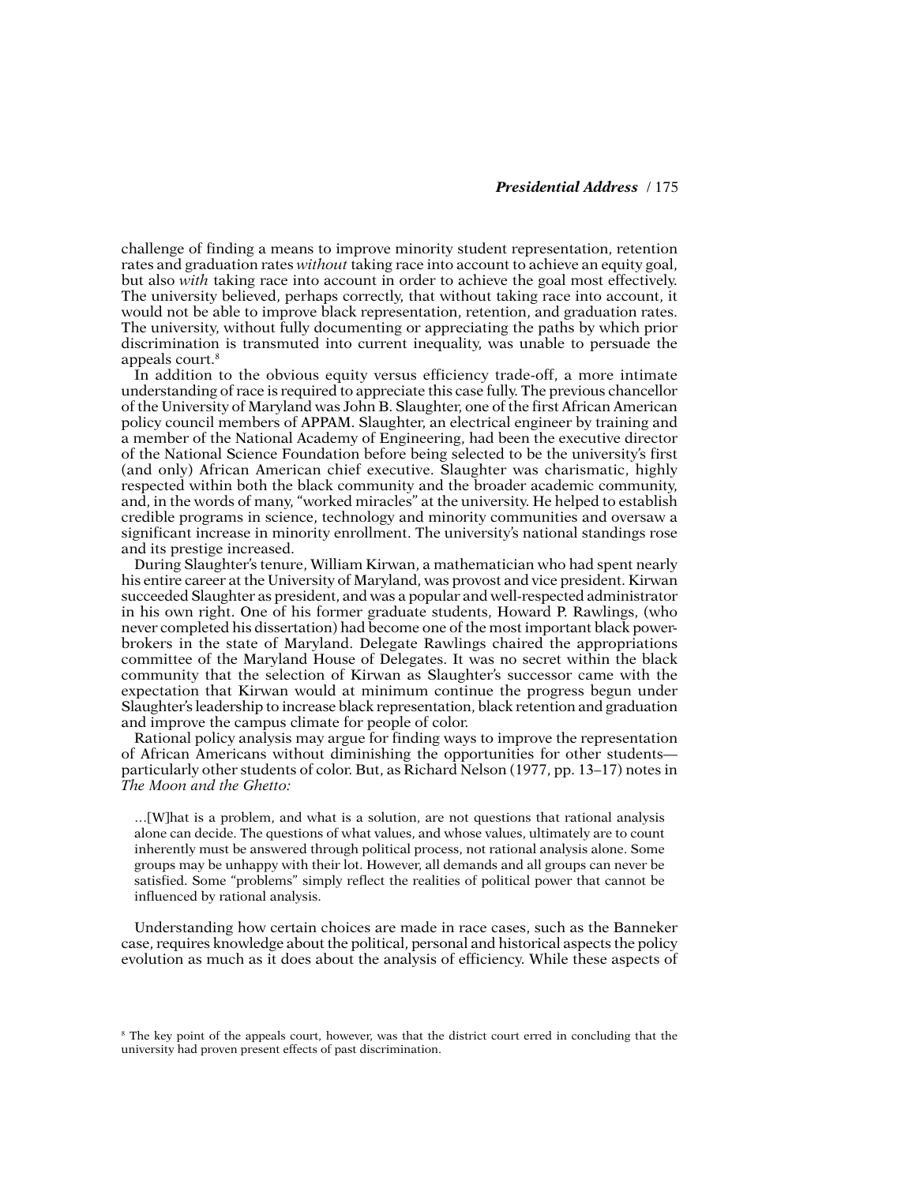challenge of finding a means to improve minority student representation, retention rates and graduation rates *without* taking race into account to achieve an equity goal, but also *with* taking race into account in order to achieve the goal most effectively. The university believed, perhaps correctly, that without taking race into account, it would not be able to improve black representation, retention, and graduation rates. The university, without fully documenting or appreciating the paths by which prior discrimination is transmuted into current inequality, was unable to persuade the appeals court.[8]

In addition to the obvious equity versus efficiency trade-off, a more intimate understanding of race is required to appreciate this case fully. The previous chancellor of the University of Maryland was John B. Slaughter, one of the first African American policy council members of APPAM. Slaughter, an electrical engineer by training and a member of the National Academy of Engineering, had been the executive director of the National Science Foundation before being selected to be the university's first (and only) African American chief executive. Slaughter was charismatic, highly respected within both the black community and the broader academic community, and, in the words of many, "worked miracles" at the university. He helped to establish credible programs in science, technology and minority communities and oversaw a significant increase in minority enrollment. The university's national standings rose and its prestige increased.

During Slaughter's tenure, William Kirwan, a mathematician who had spent nearly his entire career at the University of Maryland, was provost and vice president. Kirwan succeeded Slaughter as president, and was a popular and well-respected administrator in his own right. One of his former graduate students, Howard P. Rawlings, (who never completed his dissertation) had become one of the most important black powerbrokers in the state of Maryland. Delegate Rawlings chaired the appropriations committee of the Maryland House of Delegates. It was no secret within the black community that the selection of Kirwan as Slaughter's successor came with the expectation that Kirwan would at minimum continue the progress begun under Slaughter's leadership to increase black representation, black retention and graduation and improve the campus climate for people of color.

Rational policy analysis may argue for finding ways to improve the representation of African Americans without diminishing the opportunities for other students—particularly other students of color. But, as Richard Nelson (1977, pp. 13–17) notes in *The Moon and the Ghetto:*

> …[W]hat is a problem, and what is a solution, are not questions that rational analysis alone can decide. The questions of what values, and whose values, ultimately are to count inherently must be answered through political process, not rational analysis alone. Some groups may be unhappy with their lot. However, all demands and all groups can never be satisfied. Some "problems" simply reflect the realities of political power that cannot be influenced by rational analysis.

Understanding how certain choices are made in race cases, such as the Banneker case, requires knowledge about the political, personal and historical aspects the policy evolution as much as it does about the analysis of efficiency. While these aspects of

[8] The key point of the appeals court, however, was that the district court erred in concluding that the university had proven present effects of past discrimination.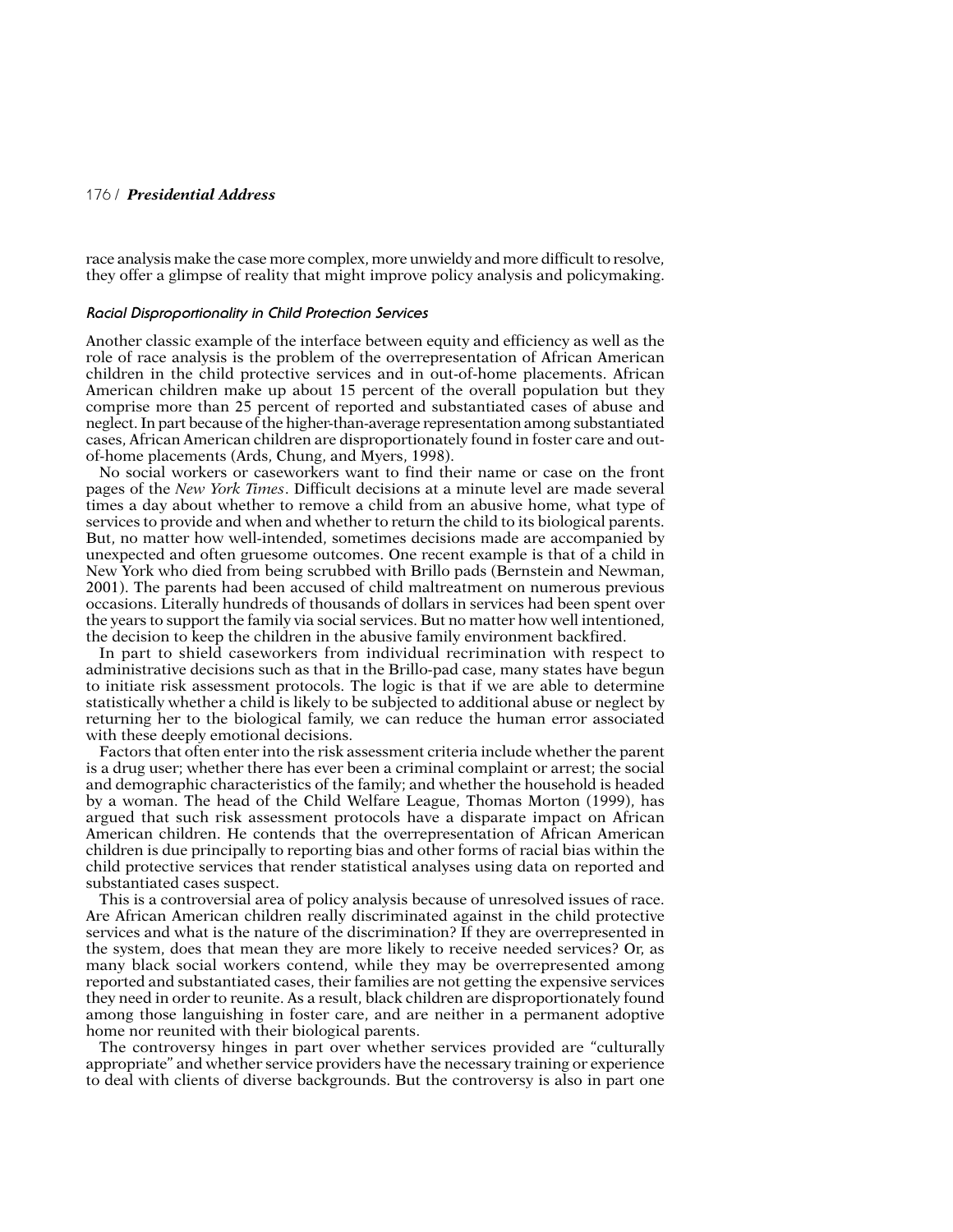race analysis make the case more complex, more unwieldy and more difficult to resolve, they offer a glimpse of reality that might improve policy analysis and policymaking.

### *Racial Disproportionality in Child Protection Services*

Another classic example of the interface between equity and efficiency as well as the role of race analysis is the problem of the overrepresentation of African American children in the child protective services and in out-of-home placements. African American children make up about 15 percent of the overall population but they comprise more than 25 percent of reported and substantiated cases of abuse and neglect. In part because of the higher-than-average representation among substantiated cases, African American children are disproportionately found in foster care and out-of-home placements (Ards, Chung, and Myers, 1998).

No social workers or caseworkers want to find their name or case on the front pages of the *New York Times*. Difficult decisions at a minute level are made several times a day about whether to remove a child from an abusive home, what type of services to provide and when and whether to return the child to its biological parents. But, no matter how well-intended, sometimes decisions made are accompanied by unexpected and often gruesome outcomes. One recent example is that of a child in New York who died from being scrubbed with Brillo pads (Bernstein and Newman, 2001). The parents had been accused of child maltreatment on numerous previous occasions. Literally hundreds of thousands of dollars in services had been spent over the years to support the family via social services. But no matter how well intentioned, the decision to keep the children in the abusive family environment backfired.

In part to shield caseworkers from individual recrimination with respect to administrative decisions such as that in the Brillo-pad case, many states have begun to initiate risk assessment protocols. The logic is that if we are able to determine statistically whether a child is likely to be subjected to additional abuse or neglect by returning her to the biological family, we can reduce the human error associated with these deeply emotional decisions.

Factors that often enter into the risk assessment criteria include whether the parent is a drug user; whether there has ever been a criminal complaint or arrest; the social and demographic characteristics of the family; and whether the household is headed by a woman. The head of the Child Welfare League, Thomas Morton (1999), has argued that such risk assessment protocols have a disparate impact on African American children. He contends that the overrepresentation of African American children is due principally to reporting bias and other forms of racial bias within the child protective services that render statistical analyses using data on reported and substantiated cases suspect.

This is a controversial area of policy analysis because of unresolved issues of race. Are African American children really discriminated against in the child protective services and what is the nature of the discrimination? If they are overrepresented in the system, does that mean they are more likely to receive needed services? Or, as many black social workers contend, while they may be overrepresented among reported and substantiated cases, their families are not getting the expensive services they need in order to reunite. As a result, black children are disproportionately found among those languishing in foster care, and are neither in a permanent adoptive home nor reunited with their biological parents.

The controversy hinges in part over whether services provided are "culturally appropriate" and whether service providers have the necessary training or experience to deal with clients of diverse backgrounds. But the controversy is also in part one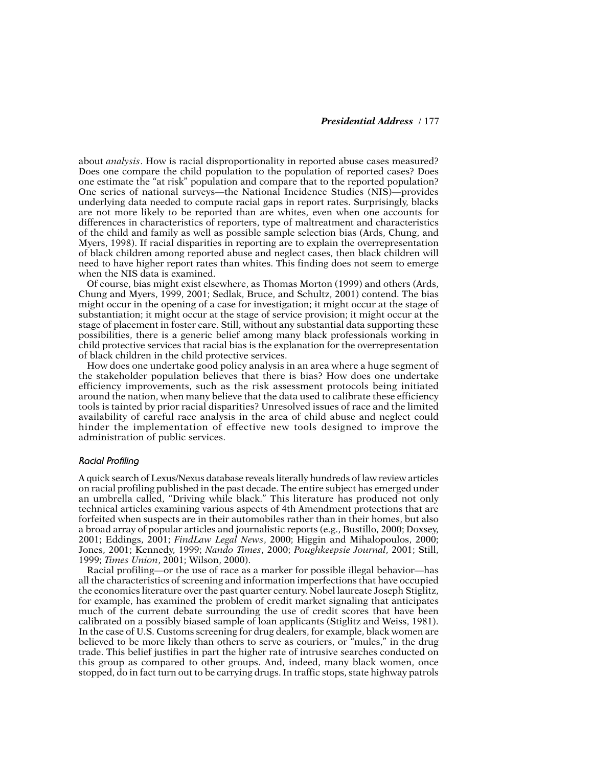about *analysis*. How is racial disproportionality in reported abuse cases measured? Does one compare the child population to the population of reported cases? Does one estimate the "at risk" population and compare that to the reported population? One series of national surveys—the National Incidence Studies (NIS)—provides underlying data needed to compute racial gaps in report rates. Surprisingly, blacks are not more likely to be reported than are whites, even when one accounts for differences in characteristics of reporters, type of maltreatment and characteristics of the child and family as well as possible sample selection bias (Ards, Chung, and Myers, 1998). If racial disparities in reporting are to explain the overrepresentation of black children among reported abuse and neglect cases, then black children will need to have higher report rates than whites. This finding does not seem to emerge when the NIS data is examined.

Of course, bias might exist elsewhere, as Thomas Morton (1999) and others (Ards, Chung and Myers, 1999, 2001; Sedlak, Bruce, and Schultz, 2001) contend. The bias might occur in the opening of a case for investigation; it might occur at the stage of substantiation; it might occur at the stage of service provision; it might occur at the stage of placement in foster care. Still, without any substantial data supporting these possibilities, there is a generic belief among many black professionals working in child protective services that racial bias is the explanation for the overrepresentation of black children in the child protective services.

How does one undertake good policy analysis in an area where a huge segment of the stakeholder population believes that there is bias? How does one undertake efficiency improvements, such as the risk assessment protocols being initiated around the nation, when many believe that the data used to calibrate these efficiency tools is tainted by prior racial disparities? Unresolved issues of race and the limited availability of careful race analysis in the area of child abuse and neglect could hinder the implementation of effective new tools designed to improve the administration of public services.

### *Racial Profiling*

A quick search of Lexus/Nexus database reveals literally hundreds of law review articles on racial profiling published in the past decade. The entire subject has emerged under an umbrella called, "Driving while black." This literature has produced not only technical articles examining various aspects of 4th Amendment protections that are forfeited when suspects are in their automobiles rather than in their homes, but also a broad array of popular articles and journalistic reports (e.g., Bustillo, 2000; Doxsey, 2001; Eddings, 2001; *FindLaw Legal News*, 2000; Higgin and Mihalopoulos, 2000; Jones, 2001; Kennedy, 1999; *Nando Times*, 2000; *Poughkeepsie Journal*, 2001; Still, 1999; *Times Union*, 2001; Wilson, 2000).

Racial profiling—or the use of race as a marker for possible illegal behavior—has all the characteristics of screening and information imperfections that have occupied the economics literature over the past quarter century. Nobel laureate Joseph Stiglitz, for example, has examined the problem of credit market signaling that anticipates much of the current debate surrounding the use of credit scores that have been calibrated on a possibly biased sample of loan applicants (Stiglitz and Weiss, 1981). In the case of U.S. Customs screening for drug dealers, for example, black women are believed to be more likely than others to serve as couriers, or "mules," in the drug trade. This belief justifies in part the higher rate of intrusive searches conducted on this group as compared to other groups. And, indeed, many black women, once stopped, do in fact turn out to be carrying drugs. In traffic stops, state highway patrols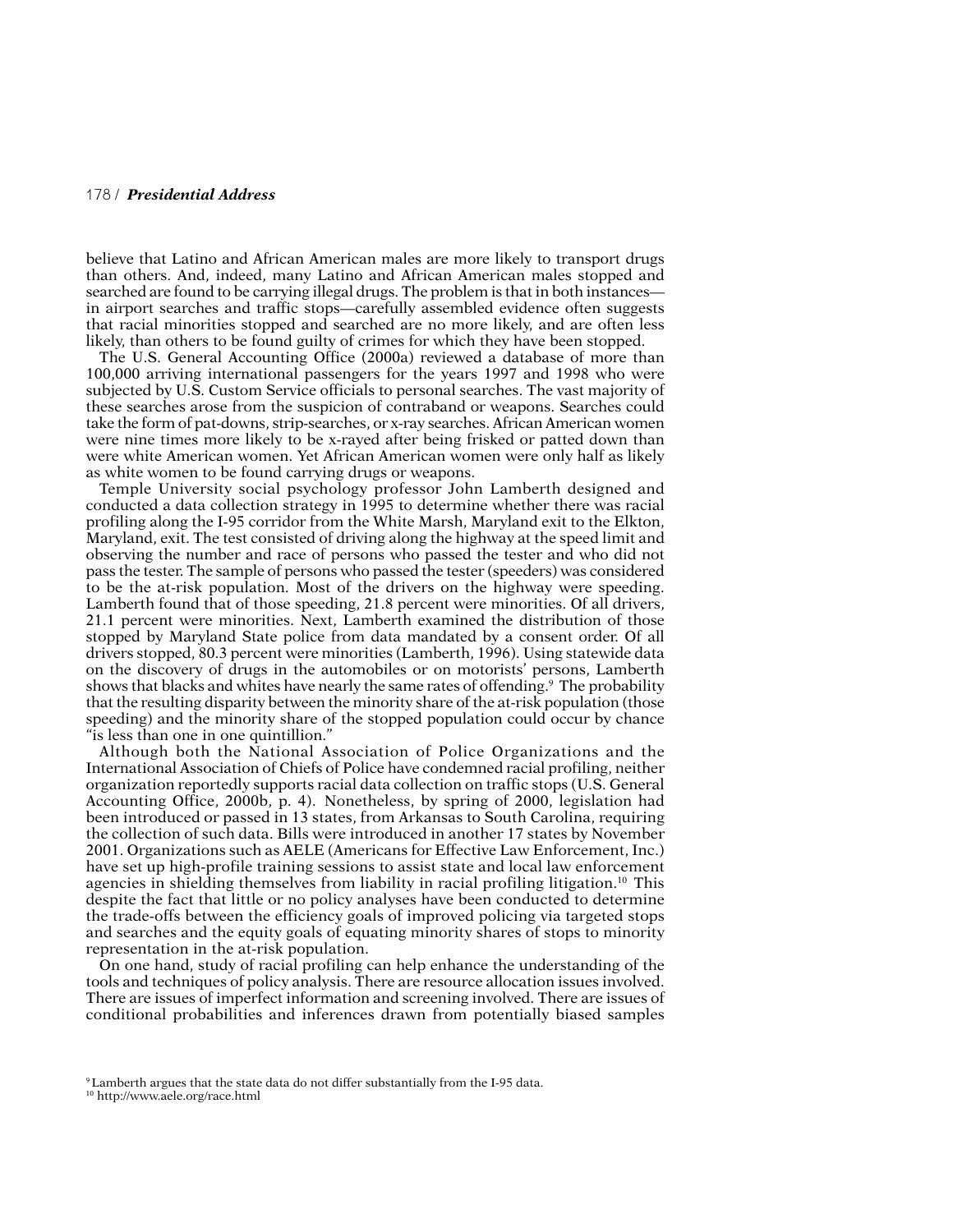believe that Latino and African American males are more likely to transport drugs than others. And, indeed, many Latino and African American males stopped and searched are found to be carrying illegal drugs. The problem is that in both instances—in airport searches and traffic stops—carefully assembled evidence often suggests that racial minorities stopped and searched are no more likely, and are often less likely, than others to be found guilty of crimes for which they have been stopped.

The U.S. General Accounting Office (2000a) reviewed a database of more than 100,000 arriving international passengers for the years 1997 and 1998 who were subjected by U.S. Custom Service officials to personal searches. The vast majority of these searches arose from the suspicion of contraband or weapons. Searches could take the form of pat-downs, strip-searches, or x-ray searches. African American women were nine times more likely to be x-rayed after being frisked or patted down than were white American women. Yet African American women were only half as likely as white women to be found carrying drugs or weapons.

Temple University social psychology professor John Lamberth designed and conducted a data collection strategy in 1995 to determine whether there was racial profiling along the I-95 corridor from the White Marsh, Maryland exit to the Elkton, Maryland, exit. The test consisted of driving along the highway at the speed limit and observing the number and race of persons who passed the tester and who did not pass the tester. The sample of persons who passed the tester (speeders) was considered to be the at-risk population. Most of the drivers on the highway were speeding. Lamberth found that of those speeding, 21.8 percent were minorities. Of all drivers, 21.1 percent were minorities. Next, Lamberth examined the distribution of those stopped by Maryland State police from data mandated by a consent order. Of all drivers stopped, 80.3 percent were minorities (Lamberth, 1996). Using statewide data on the discovery of drugs in the automobiles or on motorists' persons, Lamberth shows that blacks and whites have nearly the same rates of offending.[9] The probability that the resulting disparity between the minority share of the at-risk population (those speeding) and the minority share of the stopped population could occur by chance "is less than one in one quintillion."

Although both the National Association of Police Organizations and the International Association of Chiefs of Police have condemned racial profiling, neither organization reportedly supports racial data collection on traffic stops (U.S. General Accounting Office, 2000b, p. 4). Nonetheless, by spring of 2000, legislation had been introduced or passed in 13 states, from Arkansas to South Carolina, requiring the collection of such data. Bills were introduced in another 17 states by November 2001. Organizations such as AELE (Americans for Effective Law Enforcement, Inc.) have set up high-profile training sessions to assist state and local law enforcement agencies in shielding themselves from liability in racial profiling litigation.[10] This despite the fact that little or no policy analyses have been conducted to determine the trade-offs between the efficiency goals of improved policing via targeted stops and searches and the equity goals of equating minority shares of stops to minority representation in the at-risk population.

On one hand, study of racial profiling can help enhance the understanding of the tools and techniques of policy analysis. There are resource allocation issues involved. There are issues of imperfect information and screening involved. There are issues of conditional probabilities and inferences drawn from potentially biased samples

[9] Lamberth argues that the state data do not differ substantially from the I-95 data.

[10] http://www.aele.org/race.html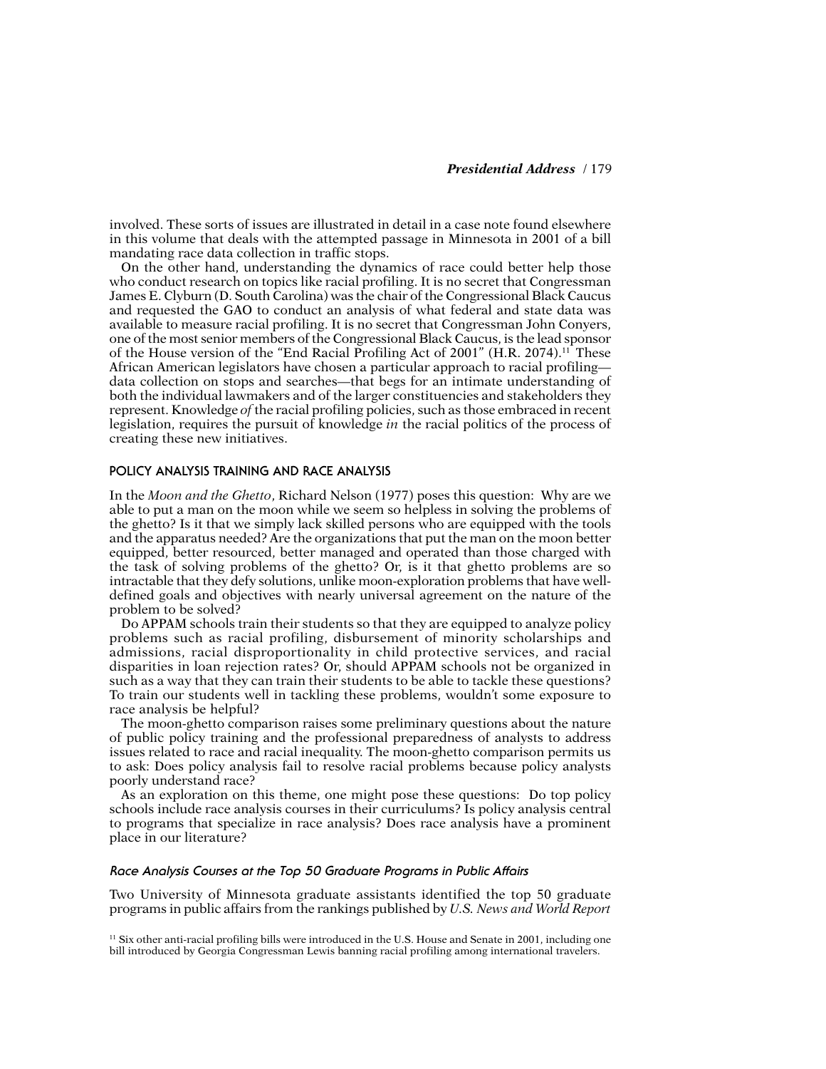involved. These sorts of issues are illustrated in detail in a case note found elsewhere in this volume that deals with the attempted passage in Minnesota in 2001 of a bill mandating race data collection in traffic stops.

On the other hand, understanding the dynamics of race could better help those who conduct research on topics like racial profiling. It is no secret that Congressman James E. Clyburn (D. South Carolina) was the chair of the Congressional Black Caucus and requested the GAO to conduct an analysis of what federal and state data was available to measure racial profiling. It is no secret that Congressman John Conyers, one of the most senior members of the Congressional Black Caucus, is the lead sponsor of the House version of the "End Racial Profiling Act of 2001" (H.R. 2074).[11] These African American legislators have chosen a particular approach to racial profiling—data collection on stops and searches—that begs for an intimate understanding of both the individual lawmakers and of the larger constituencies and stakeholders they represent. Knowledge *of* the racial profiling policies, such as those embraced in recent legislation, requires the pursuit of knowledge *in* the racial politics of the process of creating these new initiatives.

## POLICY ANALYSIS TRAINING AND RACE ANALYSIS

In the *Moon and the Ghetto*, Richard Nelson (1977) poses this question: Why are we able to put a man on the moon while we seem so helpless in solving the problems of the ghetto? Is it that we simply lack skilled persons who are equipped with the tools and the apparatus needed? Are the organizations that put the man on the moon better equipped, better resourced, better managed and operated than those charged with the task of solving problems of the ghetto? Or, is it that ghetto problems are so intractable that they defy solutions, unlike moon-exploration problems that have well-defined goals and objectives with nearly universal agreement on the nature of the problem to be solved?

Do APPAM schools train their students so that they are equipped to analyze policy problems such as racial profiling, disbursement of minority scholarships and admissions, racial disproportionality in child protective services, and racial disparities in loan rejection rates? Or, should APPAM schools not be organized in such as a way that they can train their students to be able to tackle these questions? To train our students well in tackling these problems, wouldn't some exposure to race analysis be helpful?

The moon-ghetto comparison raises some preliminary questions about the nature of public policy training and the professional preparedness of analysts to address issues related to race and racial inequality. The moon-ghetto comparison permits us to ask: Does policy analysis fail to resolve racial problems because policy analysts poorly understand race?

As an exploration on this theme, one might pose these questions: Do top policy schools include race analysis courses in their curriculums? Is policy analysis central to programs that specialize in race analysis? Does race analysis have a prominent place in our literature?

### *Race Analysis Courses at the Top 50 Graduate Programs in Public Affairs*

Two University of Minnesota graduate assistants identified the top 50 graduate programs in public affairs from the rankings published by *U.S. News and World Report*

[11] Six other anti-racial profiling bills were introduced in the U.S. House and Senate in 2001, including one bill introduced by Georgia Congressman Lewis banning racial profiling among international travelers.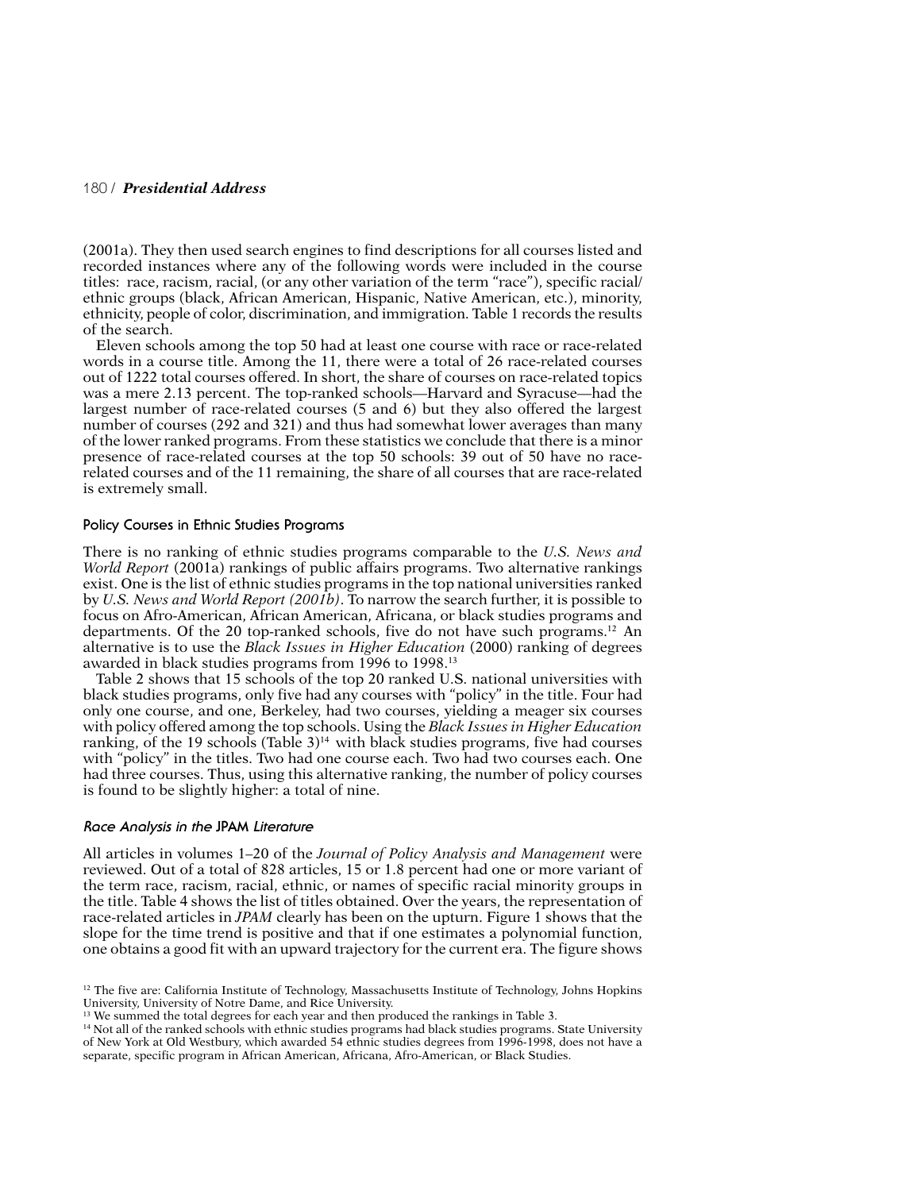(2001a). They then used search engines to find descriptions for all courses listed and recorded instances where any of the following words were included in the course titles: race, racism, racial, (or any other variation of the term "race"), specific racial/ethnic groups (black, African American, Hispanic, Native American, etc.), minority, ethnicity, people of color, discrimination, and immigration. Table 1 records the results of the search.

Eleven schools among the top 50 had at least one course with race or race-related words in a course title. Among the 11, there were a total of 26 race-related courses out of 1222 total courses offered. In short, the share of courses on race-related topics was a mere 2.13 percent. The top-ranked schools—Harvard and Syracuse—had the largest number of race-related courses (5 and 6) but they also offered the largest number of courses (292 and 321) and thus had somewhat lower averages than many of the lower ranked programs. From these statistics we conclude that there is a minor presence of race-related courses at the top 50 schools: 39 out of 50 have no race-related courses and of the 11 remaining, the share of all courses that are race-related is extremely small.

### Policy Courses in Ethnic Studies Programs

There is no ranking of ethnic studies programs comparable to the *U.S. News and World Report* (2001a) rankings of public affairs programs. Two alternative rankings exist. One is the list of ethnic studies programs in the top national universities ranked by *U.S. News and World Report (2001b)*. To narrow the search further, it is possible to focus on Afro-American, African American, Africana, or black studies programs and departments. Of the 20 top-ranked schools, five do not have such programs.[12] An alternative is to use the *Black Issues in Higher Education* (2000) ranking of degrees awarded in black studies programs from 1996 to 1998.[13]

Table 2 shows that 15 schools of the top 20 ranked U.S. national universities with black studies programs, only five had any courses with "policy" in the title. Four had only one course, and one, Berkeley, had two courses, yielding a meager six courses with policy offered among the top schools. Using the *Black Issues in Higher Education* ranking, of the 19 schools (Table 3)[14] with black studies programs, five had courses with "policy" in the titles. Two had one course each. Two had two courses each. One had three courses. Thus, using this alternative ranking, the number of policy courses is found to be slightly higher: a total of nine.

### *Race Analysis in the* JPAM *Literature*

All articles in volumes 1–20 of the *Journal of Policy Analysis and Management* were reviewed. Out of a total of 828 articles, 15 or 1.8 percent had one or more variant of the term race, racism, racial, ethnic, or names of specific racial minority groups in the title. Table 4 shows the list of titles obtained. Over the years, the representation of race-related articles in *JPAM* clearly has been on the upturn. Figure 1 shows that the slope for the time trend is positive and that if one estimates a polynomial function, one obtains a good fit with an upward trajectory for the current era. The figure shows

[12] The five are: California Institute of Technology, Massachusetts Institute of Technology, Johns Hopkins University, University of Notre Dame, and Rice University.

[13] We summed the total degrees for each year and then produced the rankings in Table 3.

[14] Not all of the ranked schools with ethnic studies programs had black studies programs. State University of New York at Old Westbury, which awarded 54 ethnic studies degrees from 1996-1998, does not have a separate, specific program in African American, Africana, Afro-American, or Black Studies.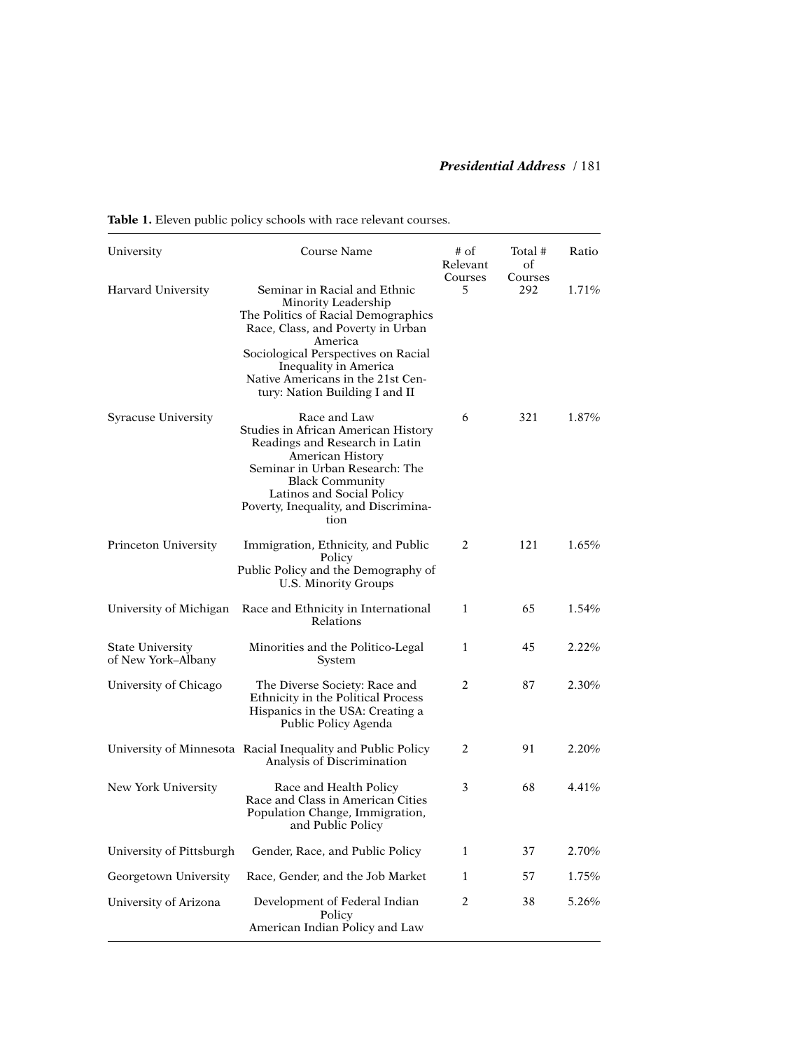**Table 1.** Eleven public policy schools with race relevant courses.

| University | Course Name | # of Relevant Courses | Total # of Courses | Ratio |
|---|---|---|---|---|
| Harvard University | Seminar in Racial and Ethnic Minority Leadership<br>The Politics of Racial Demographics<br>Race, Class, and Poverty in Urban America<br>Sociological Perspectives on Racial Inequality in America<br>Native Americans in the 21st Century: Nation Building I and II | 5 | 292 | 1.71% |
| Syracuse University | Race and Law<br>Studies in African American History<br>Readings and Research in Latin American History<br>Seminar in Urban Research: The Black Community<br>Latinos and Social Policy<br>Poverty, Inequality, and Discrimination | 6 | 321 | 1.87% |
| Princeton University | Immigration, Ethnicity, and Public Policy<br>Public Policy and the Demography of U.S. Minority Groups | 2 | 121 | 1.65% |
| University of Michigan | Race and Ethnicity in International Relations | 1 | 65 | 1.54% |
| State University of New York–Albany | Minorities and the Politico-Legal System | 1 | 45 | 2.22% |
| University of Chicago | The Diverse Society: Race and Ethnicity in the Political Process<br>Hispanics in the USA: Creating a Public Policy Agenda | 2 | 87 | 2.30% |
| University of Minnesota | Racial Inequality and Public Policy<br>Analysis of Discrimination | 2 | 91 | 2.20% |
| New York University | Race and Health Policy<br>Race and Class in American Cities<br>Population Change, Immigration, and Public Policy | 3 | 68 | 4.41% |
| University of Pittsburgh | Gender, Race, and Public Policy | 1 | 37 | 2.70% |
| Georgetown University | Race, Gender, and the Job Market | 1 | 57 | 1.75% |
| University of Arizona | Development of Federal Indian Policy<br>American Indian Policy and Law | 2 | 38 | 5.26% |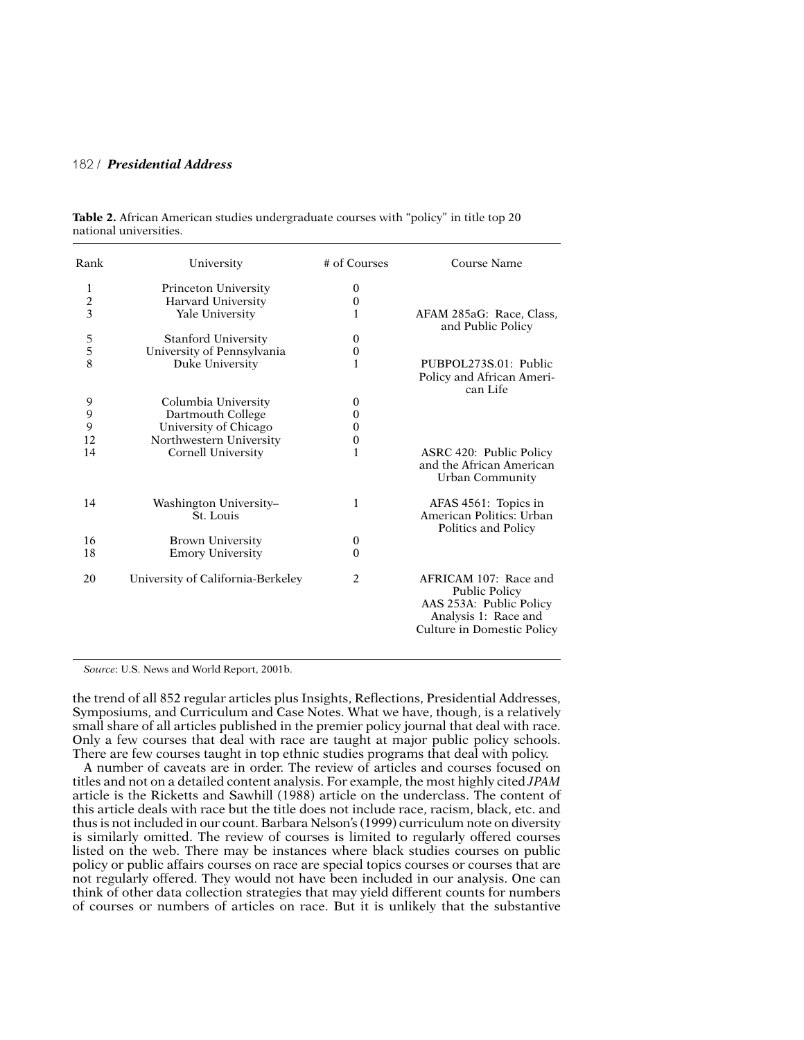**Table 2.** African American studies undergraduate courses with "policy" in title top 20 national universities.

| Rank | University | # of Courses | Course Name |
|---|---|---|---|
| 1 | Princeton University | 0 | |
| 2 | Harvard University | 0 | |
| 3 | Yale University | 1 | AFAM 285aG: Race, Class, and Public Policy |
| 5 | Stanford University | 0 | |
| 5 | University of Pennsylvania | 0 | |
| 8 | Duke University | 1 | PUBPOL273S.01: Public Policy and African American Life |
| 9 | Columbia University | 0 | |
| 9 | Dartmouth College | 0 | |
| 9 | University of Chicago | 0 | |
| 12 | Northwestern University | 0 | |
| 14 | Cornell University | 1 | ASRC 420: Public Policy and the African American Urban Community |
| 14 | Washington University–St. Louis | 1 | AFAS 4561: Topics in American Politics: Urban Politics and Policy |
| 16 | Brown University | 0 | |
| 18 | Emory University | 0 | |
| 20 | University of California-Berkeley | 2 | AFRICAM 107: Race and Public Policy; AAS 253A: Public Policy Analysis 1: Race and Culture in Domestic Policy |

*Source*: U.S. News and World Report, 2001b.

the trend of all 852 regular articles plus Insights, Reflections, Presidential Addresses, Symposiums, and Curriculum and Case Notes. What we have, though, is a relatively small share of all articles published in the premier policy journal that deal with race. Only a few courses that deal with race are taught at major public policy schools. There are few courses taught in top ethnic studies programs that deal with policy.

A number of caveats are in order. The review of articles and courses focused on titles and not on a detailed content analysis. For example, the most highly cited *JPAM* article is the Ricketts and Sawhill (1988) article on the underclass. The content of this article deals with race but the title does not include race, racism, black, etc. and thus is not included in our count. Barbara Nelson's (1999) curriculum note on diversity is similarly omitted. The review of courses is limited to regularly offered courses listed on the web. There may be instances where black studies courses on public policy or public affairs courses on race are special topics courses or courses that are not regularly offered. They would not have been included in our analysis. One can think of other data collection strategies that may yield different counts for numbers of courses or numbers of articles on race. But it is unlikely that the substantive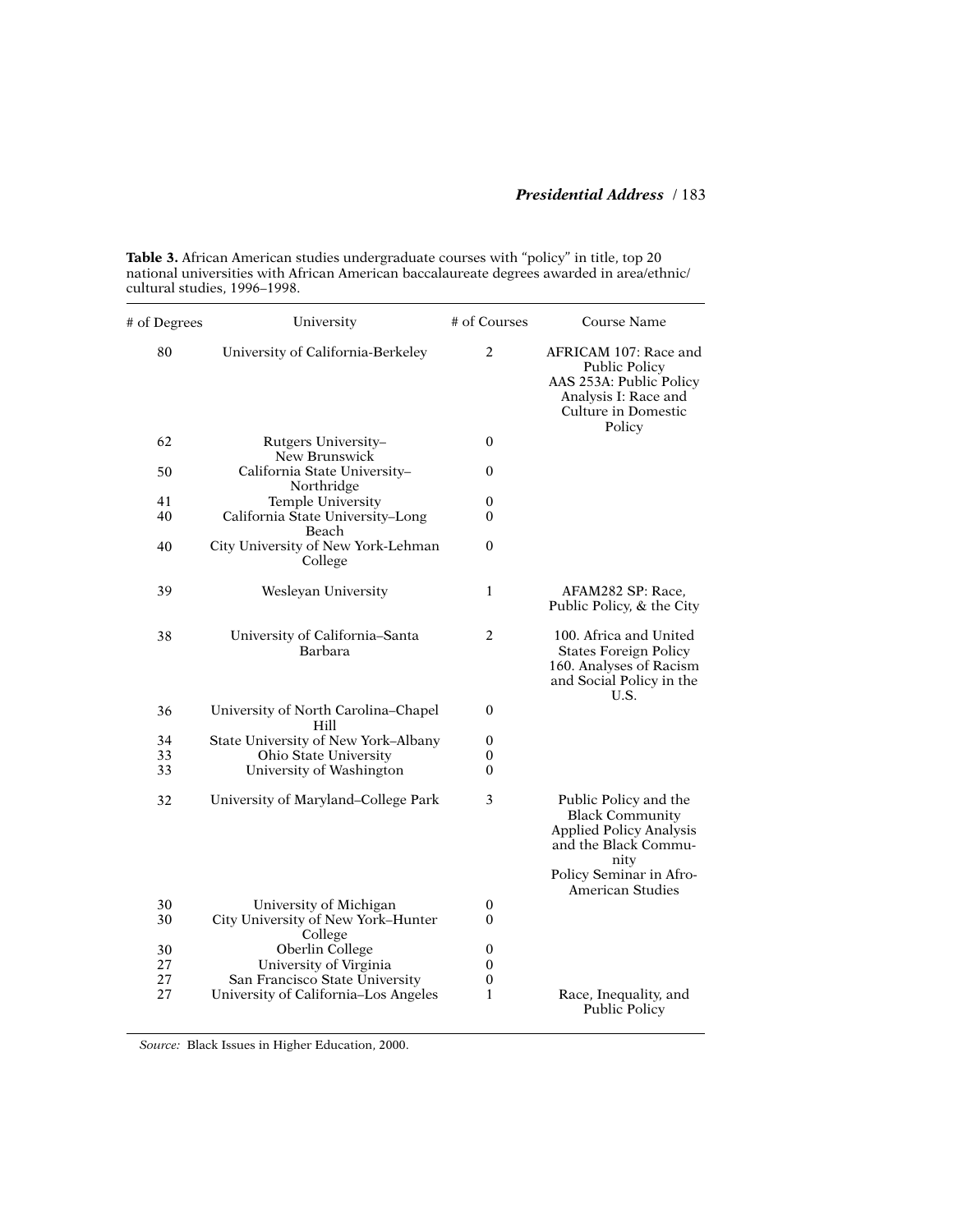**Table 3.** African American studies undergraduate courses with "policy" in title, top 20 national universities with African American baccalaureate degrees awarded in area/ethnic/cultural studies, 1996–1998.

| # of Degrees | University | # of Courses | Course Name |
|---|---|---|---|
| 80 | University of California-Berkeley | 2 | AFRICAM 107: Race and Public Policy<br>AAS 253A: Public Policy Analysis I: Race and Culture in Domestic Policy |
| 62 | Rutgers University–New Brunswick | 0 | |
| 50 | California State University–Northridge | 0 | |
| 41 | Temple University | 0 | |
| 40 | California State University–Long Beach | 0 | |
| 40 | City University of New York-Lehman College | 0 | |
| 39 | Wesleyan University | 1 | AFAM282 SP: Race, Public Policy, & the City |
| 38 | University of California–Santa Barbara | 2 | 100. Africa and United States Foreign Policy<br>160. Analyses of Racism and Social Policy in the U.S. |
| 36 | University of North Carolina–Chapel Hill | 0 | |
| 34 | State University of New York–Albany | 0 | |
| 33 | Ohio State University | 0 | |
| 33 | University of Washington | 0 | |
| 32 | University of Maryland–College Park | 3 | Public Policy and the Black Community<br>Applied Policy Analysis and the Black Community<br>Policy Seminar in Afro-American Studies |
| 30 | University of Michigan | 0 | |
| 30 | City University of New York–Hunter College | 0 | |
| 30 | Oberlin College | 0 | |
| 27 | University of Virginia | 0 | |
| 27 | San Francisco State University | 0 | |
| 27 | University of California–Los Angeles | 1 | Race, Inequality, and Public Policy |

*Source:* Black Issues in Higher Education, 2000.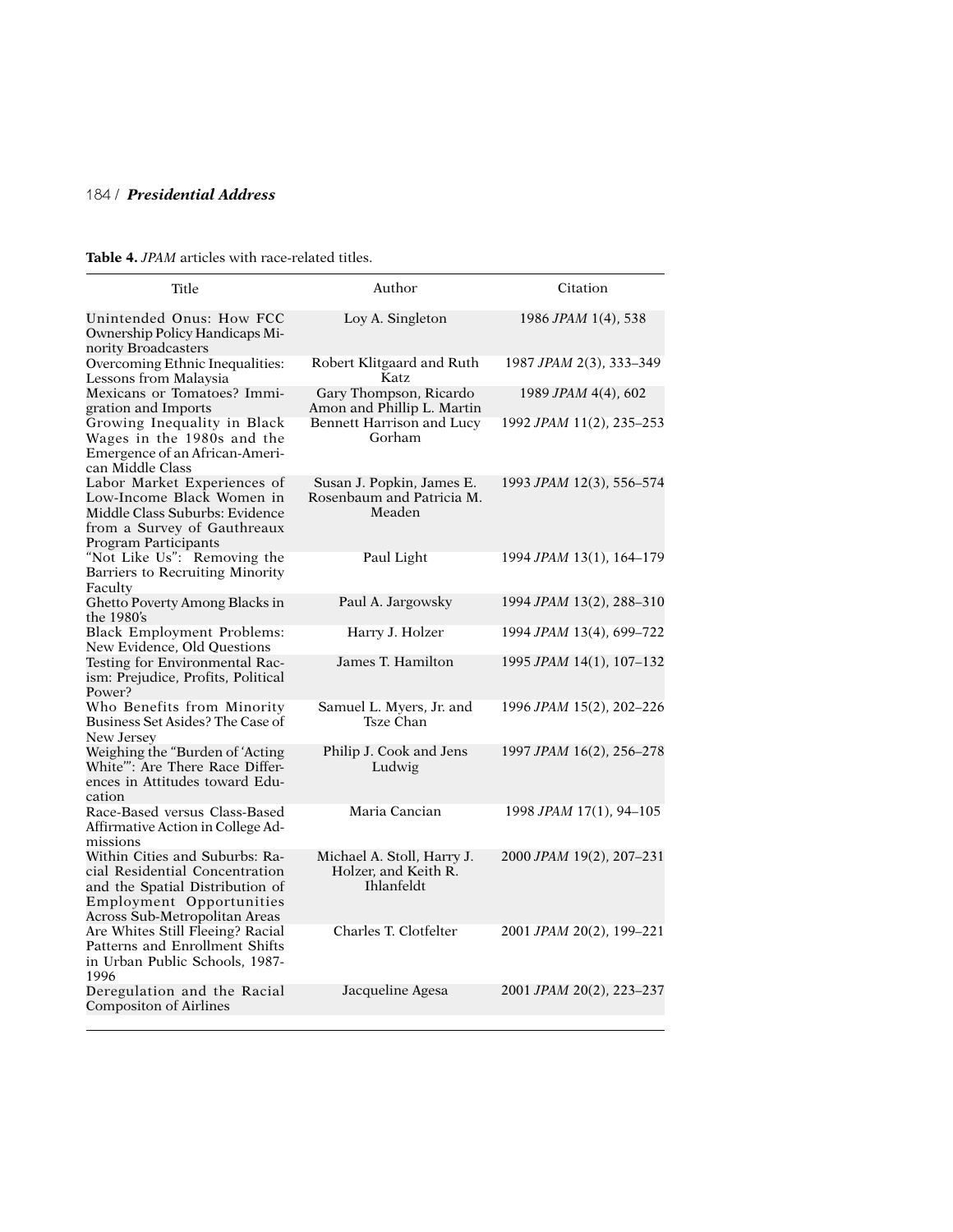**Table 4.** *JPAM* articles with race-related titles.

| Title | Author | Citation |
|---|---|---|
| Unintended Onus: How FCC Ownership Policy Handicaps Minority Broadcasters | Loy A. Singleton | 1986 *JPAM* 1(4), 538 |
| Overcoming Ethnic Inequalities: Lessons from Malaysia | Robert Klitgaard and Ruth Katz | 1987 *JPAM* 2(3), 333–349 |
| Mexicans or Tomatoes? Immigration and Imports | Gary Thompson, Ricardo Amon and Phillip L. Martin | 1989 *JPAM* 4(4), 602 |
| Growing Inequality in Black Wages in the 1980s and the Emergence of an African-American Middle Class | Bennett Harrison and Lucy Gorham | 1992 *JPAM* 11(2), 235–253 |
| Labor Market Experiences of Low-Income Black Women in Middle Class Suburbs: Evidence from a Survey of Gauthreaux Program Participants | Susan J. Popkin, James E. Rosenbaum and Patricia M. Meaden | 1993 *JPAM* 12(3), 556–574 |
| "Not Like Us": Removing the Barriers to Recruiting Minority Faculty | Paul Light | 1994 *JPAM* 13(1), 164–179 |
| Ghetto Poverty Among Blacks in the 1980's | Paul A. Jargowsky | 1994 *JPAM* 13(2), 288–310 |
| Black Employment Problems: New Evidence, Old Questions | Harry J. Holzer | 1994 *JPAM* 13(4), 699–722 |
| Testing for Environmental Racism: Prejudice, Profits, Political Power? | James T. Hamilton | 1995 *JPAM* 14(1), 107–132 |
| Who Benefits from Minority Business Set Asides? The Case of New Jersey | Samuel L. Myers, Jr. and Tsze Chan | 1996 *JPAM* 15(2), 202–226 |
| Weighing the "Burden of 'Acting White'": Are There Race Differences in Attitudes toward Education | Philip J. Cook and Jens Ludwig | 1997 *JPAM* 16(2), 256–278 |
| Race-Based versus Class-Based Affirmative Action in College Admissions | Maria Cancian | 1998 *JPAM* 17(1), 94–105 |
| Within Cities and Suburbs: Racial Residential Concentration and the Spatial Distribution of Employment Opportunities Across Sub-Metropolitan Areas | Michael A. Stoll, Harry J. Holzer, and Keith R. Ihlanfeldt | 2000 *JPAM* 19(2), 207–231 |
| Are Whites Still Fleeing? Racial Patterns and Enrollment Shifts in Urban Public Schools, 1987-1996 | Charles T. Clotfelter | 2001 *JPAM* 20(2), 199–221 |
| Deregulation and the Racial Compositon of Airlines | Jacqueline Agesa | 2001 *JPAM* 20(2), 223–237 |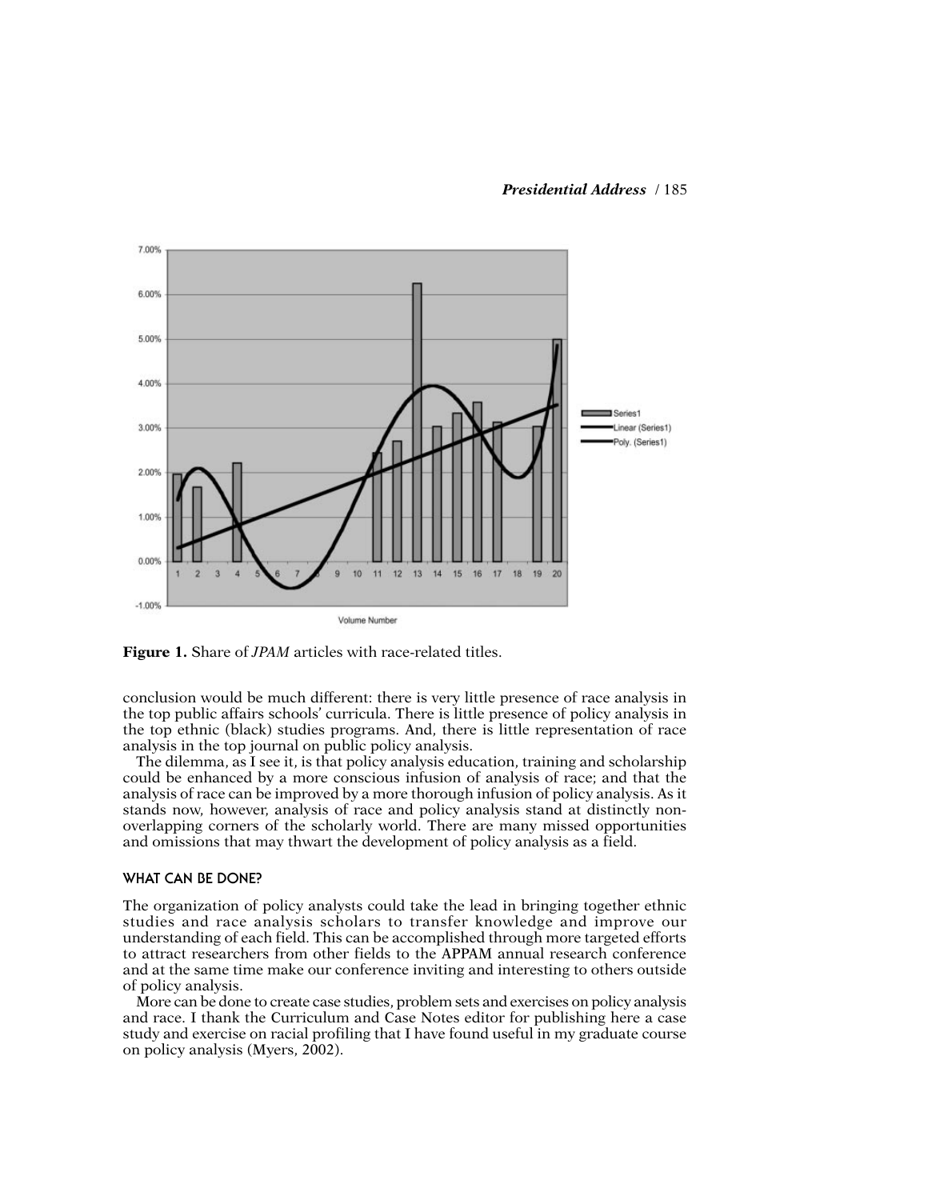**Figure 1.** Share of *JPAM* articles with race-related titles.

conclusion would be much different: there is very little presence of race analysis in the top public affairs schools' curricula. There is little presence of policy analysis in the top ethnic (black) studies programs. And, there is little representation of race analysis in the top journal on public policy analysis.

The dilemma, as I see it, is that policy analysis education, training and scholarship could be enhanced by a more conscious infusion of analysis of race; and that the analysis of race can be improved by a more thorough infusion of policy analysis. As it stands now, however, analysis of race and policy analysis stand at distinctly non-overlapping corners of the scholarly world. There are many missed opportunities and omissions that may thwart the development of policy analysis as a field.

## WHAT CAN BE DONE?

The organization of policy analysts could take the lead in bringing together ethnic studies and race analysis scholars to transfer knowledge and improve our understanding of each field. This can be accomplished through more targeted efforts to attract researchers from other fields to the APPAM annual research conference and at the same time make our conference inviting and interesting to others outside of policy analysis.

More can be done to create case studies, problem sets and exercises on policy analysis and race. I thank the Curriculum and Case Notes editor for publishing here a case study and exercise on racial profiling that I have found useful in my graduate course on policy analysis (Myers, 2002).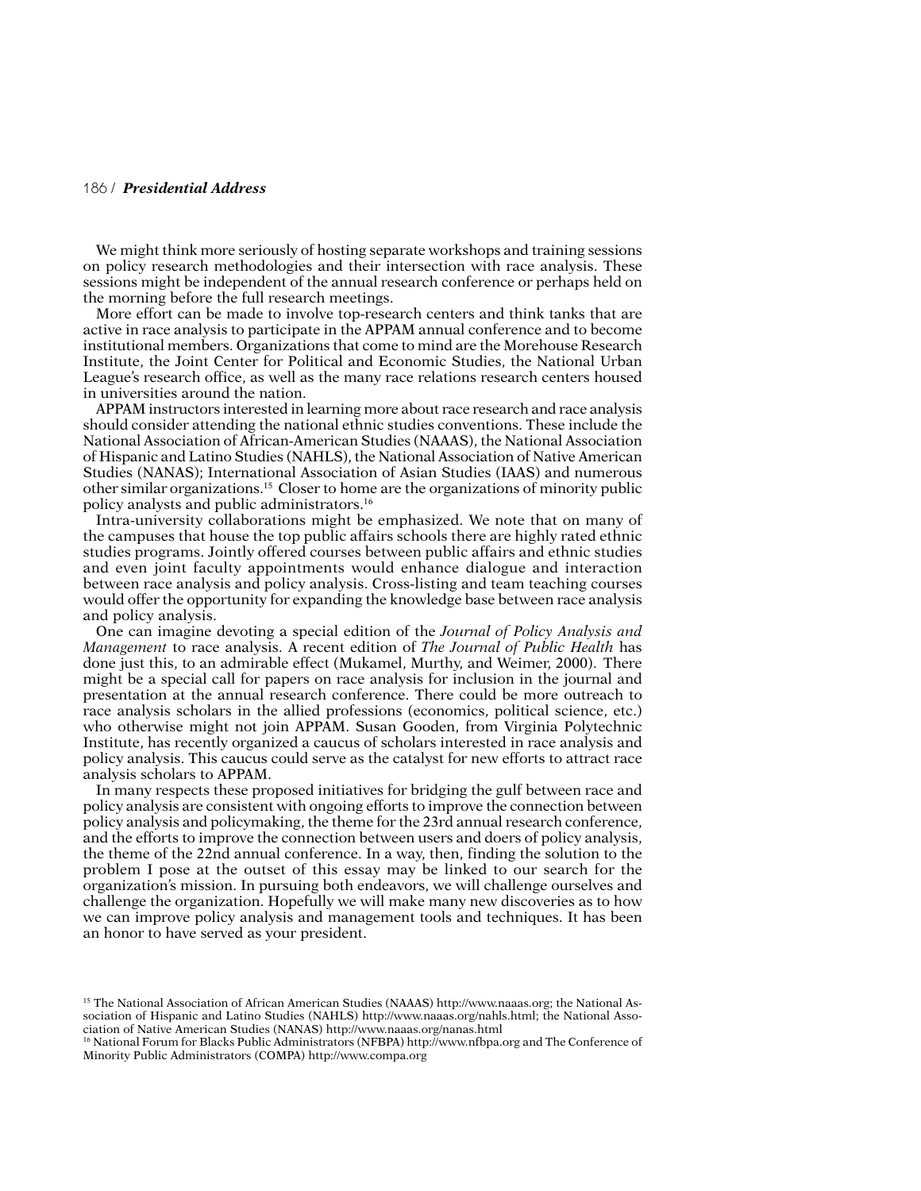We might think more seriously of hosting separate workshops and training sessions on policy research methodologies and their intersection with race analysis. These sessions might be independent of the annual research conference or perhaps held on the morning before the full research meetings.

More effort can be made to involve top-research centers and think tanks that are active in race analysis to participate in the APPAM annual conference and to become institutional members. Organizations that come to mind are the Morehouse Research Institute, the Joint Center for Political and Economic Studies, the National Urban League's research office, as well as the many race relations research centers housed in universities around the nation.

APPAM instructors interested in learning more about race research and race analysis should consider attending the national ethnic studies conventions. These include the National Association of African-American Studies (NAAAS), the National Association of Hispanic and Latino Studies (NAHLS), the National Association of Native American Studies (NANAS); International Association of Asian Studies (IAAS) and numerous other similar organizations.[15] Closer to home are the organizations of minority public policy analysts and public administrators.[16]

Intra-university collaborations might be emphasized. We note that on many of the campuses that house the top public affairs schools there are highly rated ethnic studies programs. Jointly offered courses between public affairs and ethnic studies and even joint faculty appointments would enhance dialogue and interaction between race analysis and policy analysis. Cross-listing and team teaching courses would offer the opportunity for expanding the knowledge base between race analysis and policy analysis.

One can imagine devoting a special edition of the *Journal of Policy Analysis and Management* to race analysis. A recent edition of *The Journal of Public Health* has done just this, to an admirable effect (Mukamel, Murthy, and Weimer, 2000). There might be a special call for papers on race analysis for inclusion in the journal and presentation at the annual research conference. There could be more outreach to race analysis scholars in the allied professions (economics, political science, etc.) who otherwise might not join APPAM. Susan Gooden, from Virginia Polytechnic Institute, has recently organized a caucus of scholars interested in race analysis and policy analysis. This caucus could serve as the catalyst for new efforts to attract race analysis scholars to APPAM.

In many respects these proposed initiatives for bridging the gulf between race and policy analysis are consistent with ongoing efforts to improve the connection between policy analysis and policymaking, the theme for the 23rd annual research conference, and the efforts to improve the connection between users and doers of policy analysis, the theme of the 22nd annual conference. In a way, then, finding the solution to the problem I pose at the outset of this essay may be linked to our search for the organization's mission. In pursuing both endeavors, we will challenge ourselves and challenge the organization. Hopefully we will make many new discoveries as to how we can improve policy analysis and management tools and techniques. It has been an honor to have served as your president.

[15] The National Association of African American Studies (NAAAS) http://www.naaas.org; the National Association of Hispanic and Latino Studies (NAHLS) http://www.naaas.org/nahls.html; the National Association of Native American Studies (NANAS) http://www.naaas.org/nanas.html

[16] National Forum for Blacks Public Administrators (NFBPA) http://www.nfbpa.org and The Conference of Minority Public Administrators (COMPA) http://www.compa.org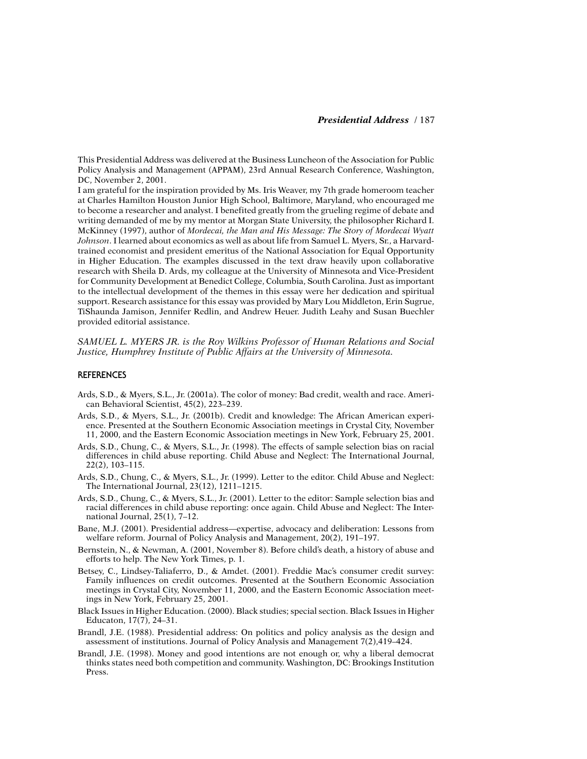This Presidential Address was delivered at the Business Luncheon of the Association for Public Policy Analysis and Management (APPAM), 23rd Annual Research Conference, Washington, DC, November 2, 2001.

I am grateful for the inspiration provided by Ms. Iris Weaver, my 7th grade homeroom teacher at Charles Hamilton Houston Junior High School, Baltimore, Maryland, who encouraged me to become a researcher and analyst. I benefited greatly from the grueling regime of debate and writing demanded of me by my mentor at Morgan State University, the philosopher Richard I. McKinney (1997), author of *Mordecai, the Man and His Message: The Story of Mordecai Wyatt Johnson*. I learned about economics as well as about life from Samuel L. Myers, Sr., a Harvard-trained economist and president emeritus of the National Association for Equal Opportunity in Higher Education. The examples discussed in the text draw heavily upon collaborative research with Sheila D. Ards, my colleague at the University of Minnesota and Vice-President for Community Development at Benedict College, Columbia, South Carolina. Just as important to the intellectual development of the themes in this essay were her dedication and spiritual support. Research assistance for this essay was provided by Mary Lou Middleton, Erin Sugrue, TiShaunda Jamison, Jennifer Redlin, and Andrew Heuer. Judith Leahy and Susan Buechler provided editorial assistance.

*SAMUEL L. MYERS JR. is the Roy Wilkins Professor of Human Relations and Social Justice, Humphrey Institute of Public Affairs at the University of Minnesota.*

## REFERENCES

Ards, S.D., & Myers, S.L., Jr. (2001a). The color of money: Bad credit, wealth and race. American Behavioral Scientist, 45(2), 223–239.

Ards, S.D., & Myers, S.L., Jr. (2001b). Credit and knowledge: The African American experience. Presented at the Southern Economic Association meetings in Crystal City, November 11, 2000, and the Eastern Economic Association meetings in New York, February 25, 2001.

Ards, S.D., Chung, C., & Myers, S.L., Jr. (1998). The effects of sample selection bias on racial differences in child abuse reporting. Child Abuse and Neglect: The International Journal, 22(2), 103–115.

Ards, S.D., Chung, C., & Myers, S.L., Jr. (1999). Letter to the editor. Child Abuse and Neglect: The International Journal, 23(12), 1211–1215.

Ards, S.D., Chung, C., & Myers, S.L., Jr. (2001). Letter to the editor: Sample selection bias and racial differences in child abuse reporting: once again. Child Abuse and Neglect: The International Journal, 25(1), 7–12.

Bane, M.J. (2001). Presidential address—expertise, advocacy and deliberation: Lessons from welfare reform. Journal of Policy Analysis and Management, 20(2), 191–197.

Bernstein, N., & Newman, A. (2001, November 8). Before child's death, a history of abuse and efforts to help. The New York Times, p. 1.

Betsey, C., Lindsey-Taliaferro, D., & Amdet. (2001). Freddie Mac's consumer credit survey: Family influences on credit outcomes. Presented at the Southern Economic Association meetings in Crystal City, November 11, 2000, and the Eastern Economic Association meetings in New York, February 25, 2001.

Black Issues in Higher Education. (2000). Black studies; special section. Black Issues in Higher Educaton, 17(7), 24–31.

Brandl, J.E. (1988). Presidential address: On politics and policy analysis as the design and assessment of institutions. Journal of Policy Analysis and Management 7(2),419–424.

Brandl, J.E. (1998). Money and good intentions are not enough or, why a liberal democrat thinks states need both competition and community. Washington, DC: Brookings Institution Press.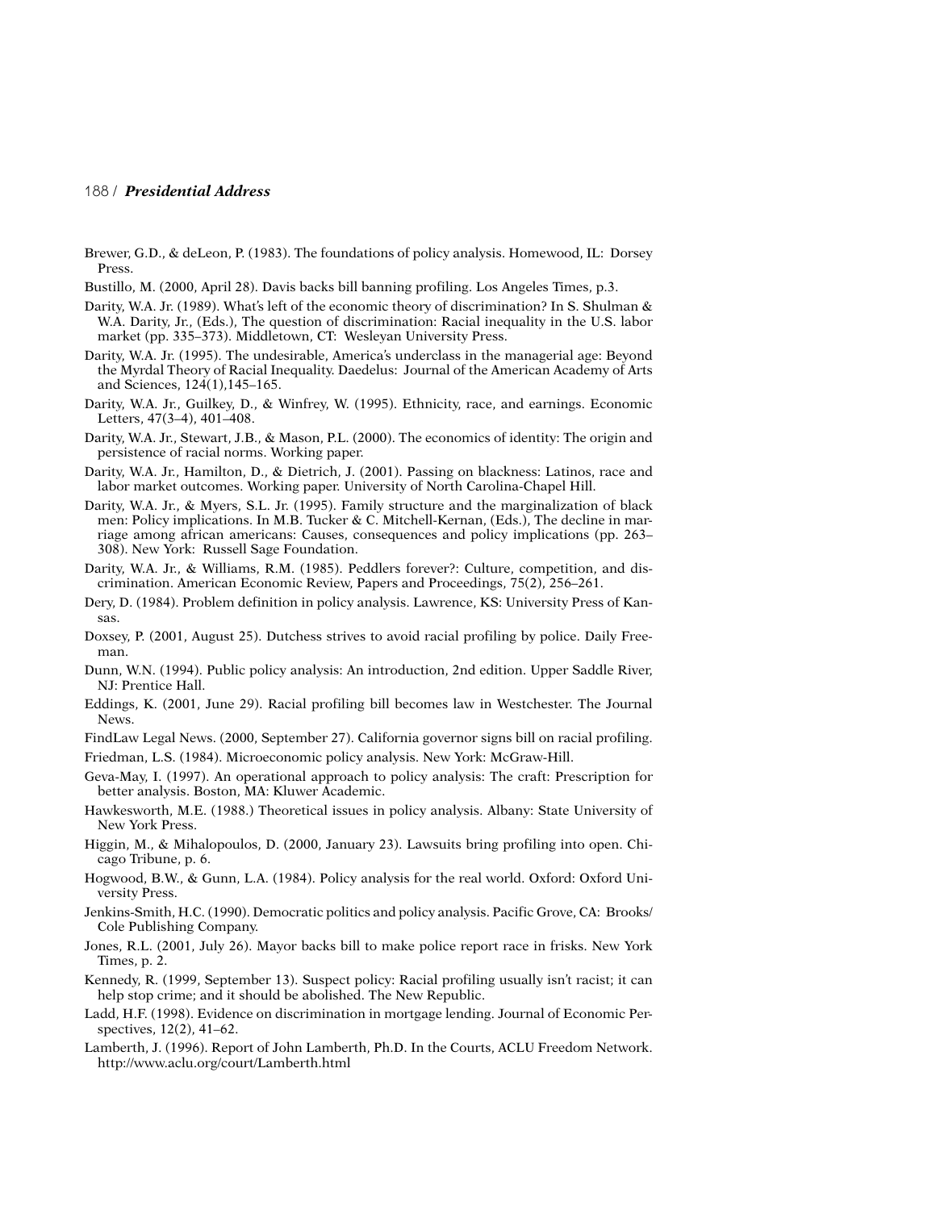Brewer, G.D., & deLeon, P. (1983). The foundations of policy analysis. Homewood, IL: Dorsey Press.

Bustillo, M. (2000, April 28). Davis backs bill banning profiling. Los Angeles Times, p.3.

Darity, W.A. Jr. (1989). What's left of the economic theory of discrimination? In S. Shulman & W.A. Darity, Jr., (Eds.), The question of discrimination: Racial inequality in the U.S. labor market (pp. 335–373). Middletown, CT: Wesleyan University Press.

Darity, W.A. Jr. (1995). The undesirable, America's underclass in the managerial age: Beyond the Myrdal Theory of Racial Inequality. Daedelus: Journal of the American Academy of Arts and Sciences, 124(1),145–165.

Darity, W.A. Jr., Guilkey, D., & Winfrey, W. (1995). Ethnicity, race, and earnings. Economic Letters, 47(3–4), 401–408.

Darity, W.A. Jr., Stewart, J.B., & Mason, P.L. (2000). The economics of identity: The origin and persistence of racial norms. Working paper.

Darity, W.A. Jr., Hamilton, D., & Dietrich, J. (2001). Passing on blackness: Latinos, race and labor market outcomes. Working paper. University of North Carolina-Chapel Hill.

Darity, W.A. Jr., & Myers, S.L. Jr. (1995). Family structure and the marginalization of black men: Policy implications. In M.B. Tucker & C. Mitchell-Kernan, (Eds.), The decline in marriage among african americans: Causes, consequences and policy implications (pp. 263–308). New York: Russell Sage Foundation.

Darity, W.A. Jr., & Williams, R.M. (1985). Peddlers forever?: Culture, competition, and discrimination. American Economic Review, Papers and Proceedings, 75(2), 256–261.

Dery, D. (1984). Problem definition in policy analysis. Lawrence, KS: University Press of Kansas.

Doxsey, P. (2001, August 25). Dutchess strives to avoid racial profiling by police. Daily Freeman.

Dunn, W.N. (1994). Public policy analysis: An introduction, 2nd edition. Upper Saddle River, NJ: Prentice Hall.

Eddings, K. (2001, June 29). Racial profiling bill becomes law in Westchester. The Journal News.

FindLaw Legal News. (2000, September 27). California governor signs bill on racial profiling.

Friedman, L.S. (1984). Microeconomic policy analysis. New York: McGraw-Hill.

Geva-May, I. (1997). An operational approach to policy analysis: The craft: Prescription for better analysis. Boston, MA: Kluwer Academic.

Hawkesworth, M.E. (1988.) Theoretical issues in policy analysis. Albany: State University of New York Press.

Higgin, M., & Mihalopoulos, D. (2000, January 23). Lawsuits bring profiling into open. Chicago Tribune, p. 6.

Hogwood, B.W., & Gunn, L.A. (1984). Policy analysis for the real world. Oxford: Oxford University Press.

Jenkins-Smith, H.C. (1990). Democratic politics and policy analysis. Pacific Grove, CA: Brooks/Cole Publishing Company.

Jones, R.L. (2001, July 26). Mayor backs bill to make police report race in frisks. New York Times, p. 2.

Kennedy, R. (1999, September 13). Suspect policy: Racial profiling usually isn't racist; it can help stop crime; and it should be abolished. The New Republic.

Ladd, H.F. (1998). Evidence on discrimination in mortgage lending. Journal of Economic Perspectives, 12(2), 41–62.

Lamberth, J. (1996). Report of John Lamberth, Ph.D. In the Courts, ACLU Freedom Network. http://www.aclu.org/court/Lamberth.html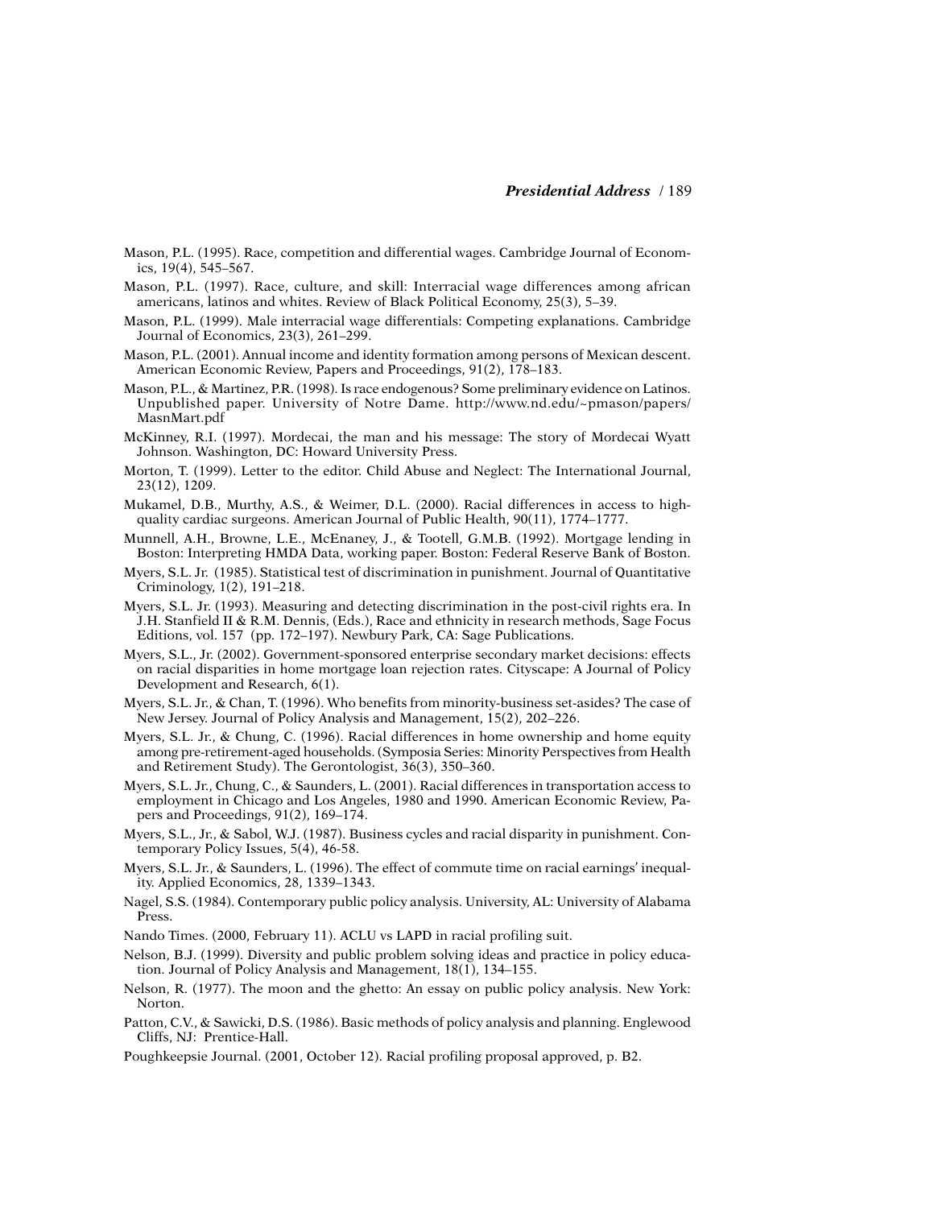Mason, P.L. (1995). Race, competition and differential wages. Cambridge Journal of Economics, 19(4), 545–567.

Mason, P.L. (1997). Race, culture, and skill: Interracial wage differences among african americans, latinos and whites. Review of Black Political Economy, 25(3), 5–39.

Mason, P.L. (1999). Male interracial wage differentials: Competing explanations. Cambridge Journal of Economics, 23(3), 261–299.

Mason, P.L. (2001). Annual income and identity formation among persons of Mexican descent. American Economic Review, Papers and Proceedings, 91(2), 178–183.

Mason, P.L., & Martinez, P.R. (1998). Is race endogenous? Some preliminary evidence on Latinos. Unpublished paper. University of Notre Dame. http://www.nd.edu/~pmason/papers/MasnMart.pdf

McKinney, R.I. (1997). Mordecai, the man and his message: The story of Mordecai Wyatt Johnson. Washington, DC: Howard University Press.

Morton, T. (1999). Letter to the editor. Child Abuse and Neglect: The International Journal, 23(12), 1209.

Mukamel, D.B., Murthy, A.S., & Weimer, D.L. (2000). Racial differences in access to high-quality cardiac surgeons. American Journal of Public Health, 90(11), 1774–1777.

Munnell, A.H., Browne, L.E., McEnaney, J., & Tootell, G.M.B. (1992). Mortgage lending in Boston: Interpreting HMDA Data, working paper. Boston: Federal Reserve Bank of Boston.

Myers, S.L. Jr. (1985). Statistical test of discrimination in punishment. Journal of Quantitative Criminology, 1(2), 191–218.

Myers, S.L. Jr. (1993). Measuring and detecting discrimination in the post-civil rights era. In J.H. Stanfield II & R.M. Dennis, (Eds.), Race and ethnicity in research methods, Sage Focus Editions, vol. 157 (pp. 172–197). Newbury Park, CA: Sage Publications.

Myers, S.L., Jr. (2002). Government-sponsored enterprise secondary market decisions: effects on racial disparities in home mortgage loan rejection rates. Cityscape: A Journal of Policy Development and Research, 6(1).

Myers, S.L. Jr., & Chan, T. (1996). Who benefits from minority-business set-asides? The case of New Jersey. Journal of Policy Analysis and Management, 15(2), 202–226.

Myers, S.L. Jr., & Chung, C. (1996). Racial differences in home ownership and home equity among pre-retirement-aged households. (Symposia Series: Minority Perspectives from Health and Retirement Study). The Gerontologist, 36(3), 350–360.

Myers, S.L. Jr., Chung, C., & Saunders, L. (2001). Racial differences in transportation access to employment in Chicago and Los Angeles, 1980 and 1990. American Economic Review, Papers and Proceedings, 91(2), 169–174.

Myers, S.L., Jr., & Sabol, W.J. (1987). Business cycles and racial disparity in punishment. Contemporary Policy Issues, 5(4), 46-58.

Myers, S.L. Jr., & Saunders, L. (1996). The effect of commute time on racial earnings' inequality. Applied Economics, 28, 1339–1343.

Nagel, S.S. (1984). Contemporary public policy analysis. University, AL: University of Alabama Press.

Nando Times. (2000, February 11). ACLU vs LAPD in racial profiling suit.

Nelson, B.J. (1999). Diversity and public problem solving ideas and practice in policy education. Journal of Policy Analysis and Management, 18(1), 134–155.

Nelson, R. (1977). The moon and the ghetto: An essay on public policy analysis. New York: Norton.

Patton, C.V., & Sawicki, D.S. (1986). Basic methods of policy analysis and planning. Englewood Cliffs, NJ: Prentice-Hall.

Poughkeepsie Journal. (2001, October 12). Racial profiling proposal approved, p. B2.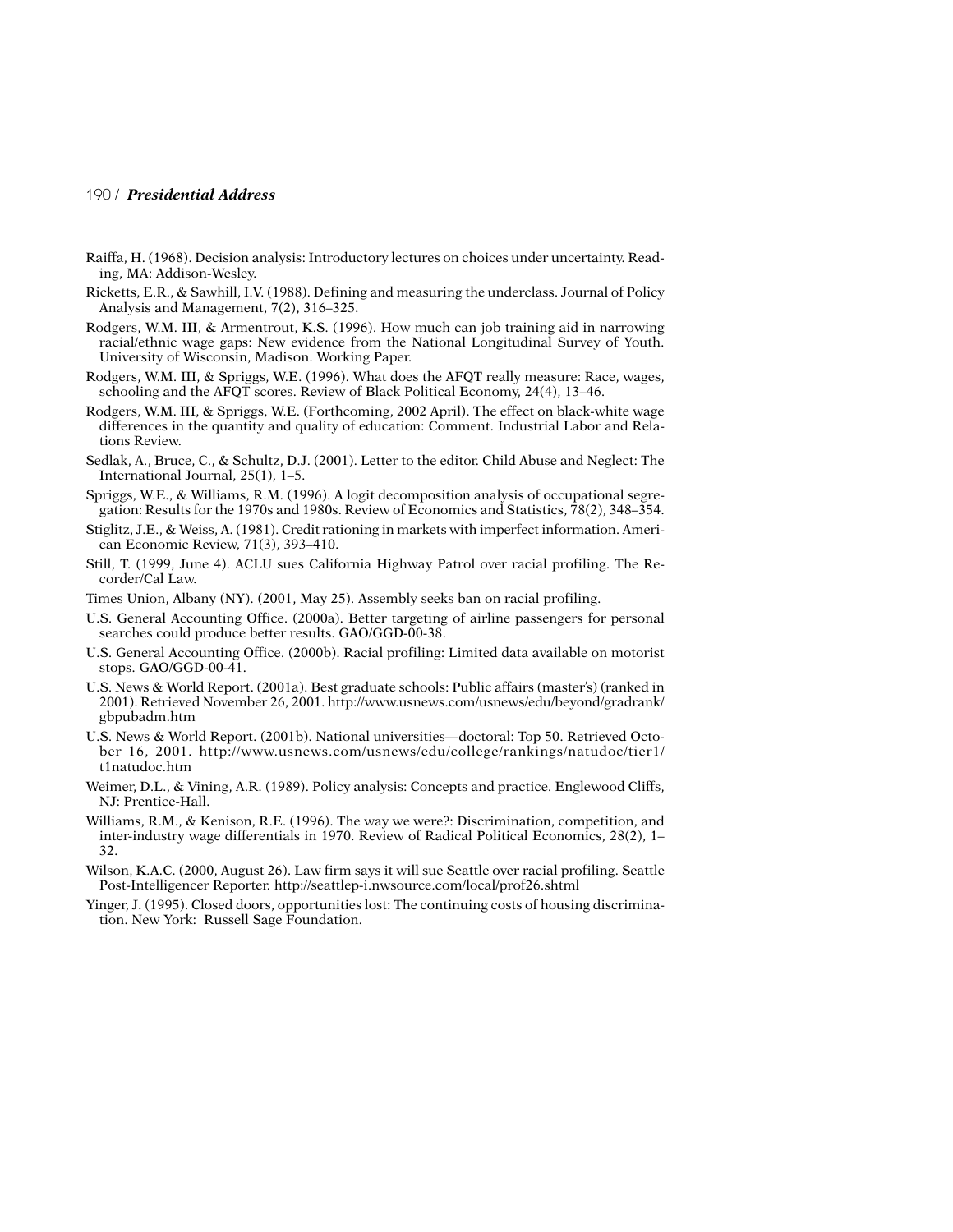Raiffa, H. (1968). Decision analysis: Introductory lectures on choices under uncertainty. Reading, MA: Addison-Wesley.

Ricketts, E.R., & Sawhill, I.V. (1988). Defining and measuring the underclass. Journal of Policy Analysis and Management, 7(2), 316–325.

Rodgers, W.M. III, & Armentrout, K.S. (1996). How much can job training aid in narrowing racial/ethnic wage gaps: New evidence from the National Longitudinal Survey of Youth. University of Wisconsin, Madison. Working Paper.

Rodgers, W.M. III, & Spriggs, W.E. (1996). What does the AFQT really measure: Race, wages, schooling and the AFQT scores. Review of Black Political Economy, 24(4), 13–46.

Rodgers, W.M. III, & Spriggs, W.E. (Forthcoming, 2002 April). The effect on black-white wage differences in the quantity and quality of education: Comment. Industrial Labor and Relations Review.

Sedlak, A., Bruce, C., & Schultz, D.J. (2001). Letter to the editor. Child Abuse and Neglect: The International Journal, 25(1), 1–5.

Spriggs, W.E., & Williams, R.M. (1996). A logit decomposition analysis of occupational segregation: Results for the 1970s and 1980s. Review of Economics and Statistics, 78(2), 348–354.

Stiglitz, J.E., & Weiss, A. (1981). Credit rationing in markets with imperfect information. American Economic Review, 71(3), 393–410.

Still, T. (1999, June 4). ACLU sues California Highway Patrol over racial profiling. The Recorder/Cal Law.

Times Union, Albany (NY). (2001, May 25). Assembly seeks ban on racial profiling.

U.S. General Accounting Office. (2000a). Better targeting of airline passengers for personal searches could produce better results. GAO/GGD-00-38.

U.S. General Accounting Office. (2000b). Racial profiling: Limited data available on motorist stops. GAO/GGD-00-41.

U.S. News & World Report. (2001a). Best graduate schools: Public affairs (master's) (ranked in 2001). Retrieved November 26, 2001. http://www.usnews.com/usnews/edu/beyond/gradrank/gbpubadm.htm

U.S. News & World Report. (2001b). National universities—doctoral: Top 50. Retrieved October 16, 2001. http://www.usnews.com/usnews/edu/college/rankings/natudoc/tier1/t1natudoc.htm

Weimer, D.L., & Vining, A.R. (1989). Policy analysis: Concepts and practice. Englewood Cliffs, NJ: Prentice-Hall.

Williams, R.M., & Kenison, R.E. (1996). The way we were?: Discrimination, competition, and inter-industry wage differentials in 1970. Review of Radical Political Economics, 28(2), 1–32.

Wilson, K.A.C. (2000, August 26). Law firm says it will sue Seattle over racial profiling. Seattle Post-Intelligencer Reporter. http://seattlep-i.nwsource.com/local/prof26.shtml

Yinger, J. (1995). Closed doors, opportunities lost: The continuing costs of housing discrimination. New York: Russell Sage Foundation.